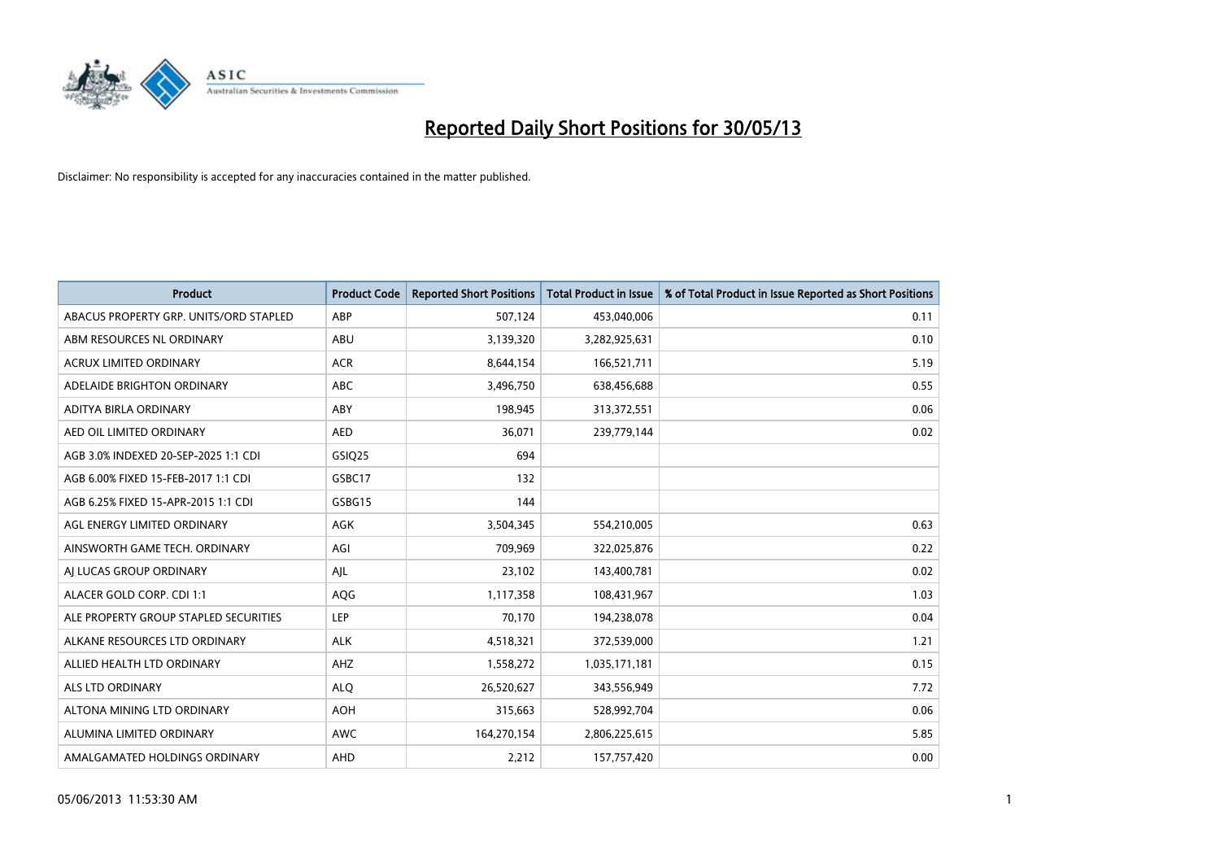# Reported Daily Short Positions for 30/05/13

Disclaimer: No responsibility is accepted for any inaccuracies contained in the matter published.

| Product | Product Code | Reported Short Positions | Total Product in Issue | % of Total Product in Issue Reported as Short Positions |
|---|---|---|---|---|
| ABACUS PROPERTY GRP. UNITS/ORD STAPLED | ABP | 507,124 | 453,040,006 | 0.11 |
| ABM RESOURCES NL ORDINARY | ABU | 3,139,320 | 3,282,925,631 | 0.10 |
| ACRUX LIMITED ORDINARY | ACR | 8,644,154 | 166,521,711 | 5.19 |
| ADELAIDE BRIGHTON ORDINARY | ABC | 3,496,750 | 638,456,688 | 0.55 |
| ADITYA BIRLA ORDINARY | ABY | 198,945 | 313,372,551 | 0.06 |
| AED OIL LIMITED ORDINARY | AED | 36,071 | 239,779,144 | 0.02 |
| AGB 3.0% INDEXED 20-SEP-2025 1:1 CDI | GSIQ25 | 694 | | |
| AGB 6.00% FIXED 15-FEB-2017 1:1 CDI | GSBC17 | 132 | | |
| AGB 6.25% FIXED 15-APR-2015 1:1 CDI | GSBG15 | 144 | | |
| AGL ENERGY LIMITED ORDINARY | AGK | 3,504,345 | 554,210,005 | 0.63 |
| AINSWORTH GAME TECH. ORDINARY | AGI | 709,969 | 322,025,876 | 0.22 |
| AJ LUCAS GROUP ORDINARY | AJL | 23,102 | 143,400,781 | 0.02 |
| ALACER GOLD CORP. CDI 1:1 | AQG | 1,117,358 | 108,431,967 | 1.03 |
| ALE PROPERTY GROUP STAPLED SECURITIES | LEP | 70,170 | 194,238,078 | 0.04 |
| ALKANE RESOURCES LTD ORDINARY | ALK | 4,518,321 | 372,539,000 | 1.21 |
| ALLIED HEALTH LTD ORDINARY | AHZ | 1,558,272 | 1,035,171,181 | 0.15 |
| ALS LTD ORDINARY | ALQ | 26,520,627 | 343,556,949 | 7.72 |
| ALTONA MINING LTD ORDINARY | AOH | 315,663 | 528,992,704 | 0.06 |
| ALUMINA LIMITED ORDINARY | AWC | 164,270,154 | 2,806,225,615 | 5.85 |
| AMALGAMATED HOLDINGS ORDINARY | AHD | 2,212 | 157,757,420 | 0.00 |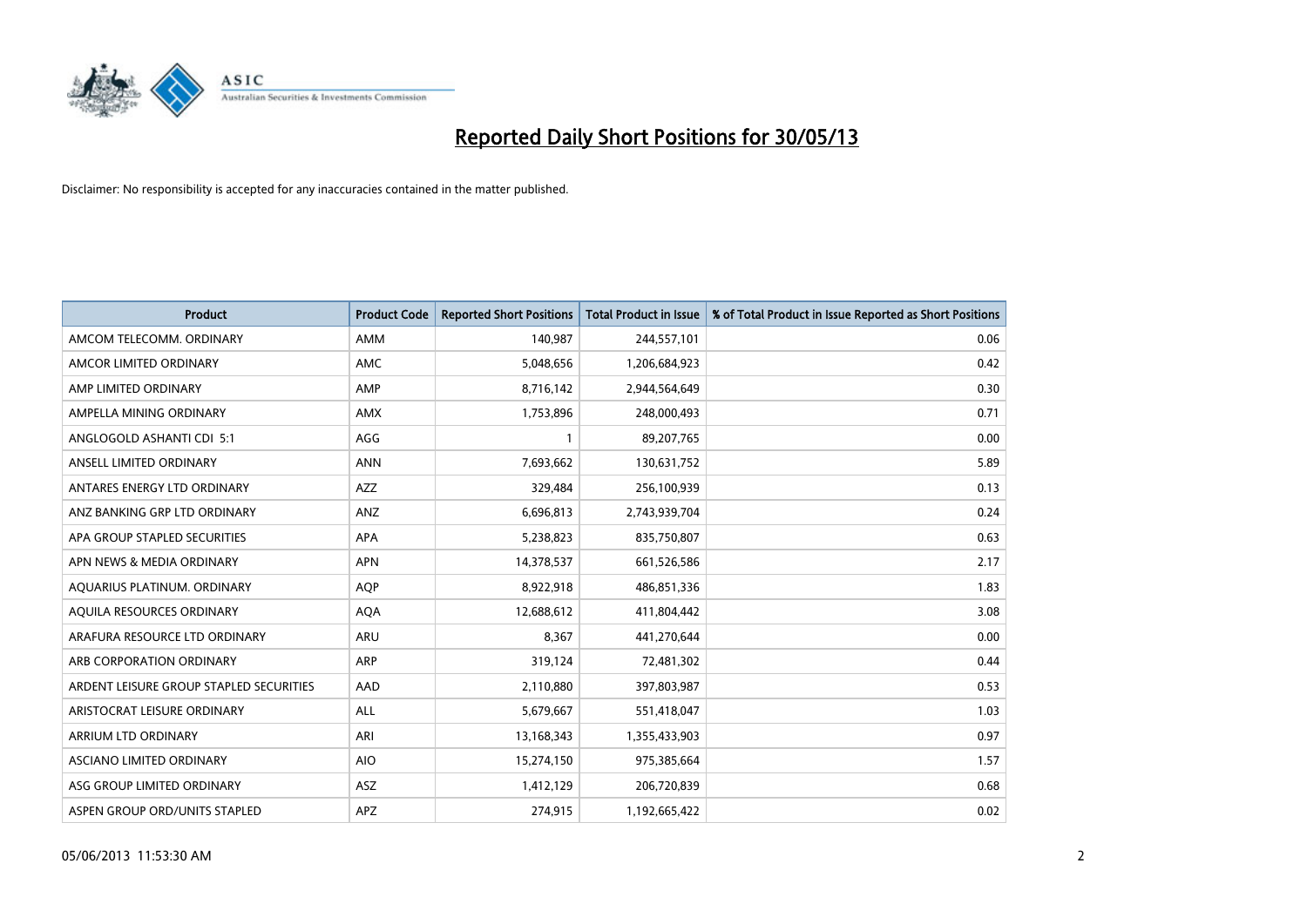# Reported Daily Short Positions for 30/05/13

Disclaimer: No responsibility is accepted for any inaccuracies contained in the matter published.

| Product | Product Code | Reported Short Positions | Total Product in Issue | % of Total Product in Issue Reported as Short Positions |
|---|---|---|---|---|
| AMCOM TELECOMM. ORDINARY | AMM | 140,987 | 244,557,101 | 0.06 |
| AMCOR LIMITED ORDINARY | AMC | 5,048,656 | 1,206,684,923 | 0.42 |
| AMP LIMITED ORDINARY | AMP | 8,716,142 | 2,944,564,649 | 0.30 |
| AMPELLA MINING ORDINARY | AMX | 1,753,896 | 248,000,493 | 0.71 |
| ANGLOGOLD ASHANTI CDI 5:1 | AGG | 1 | 89,207,765 | 0.00 |
| ANSELL LIMITED ORDINARY | ANN | 7,693,662 | 130,631,752 | 5.89 |
| ANTARES ENERGY LTD ORDINARY | AZZ | 329,484 | 256,100,939 | 0.13 |
| ANZ BANKING GRP LTD ORDINARY | ANZ | 6,696,813 | 2,743,939,704 | 0.24 |
| APA GROUP STAPLED SECURITIES | APA | 5,238,823 | 835,750,807 | 0.63 |
| APN NEWS & MEDIA ORDINARY | APN | 14,378,537 | 661,526,586 | 2.17 |
| AQUARIUS PLATINUM. ORDINARY | AQP | 8,922,918 | 486,851,336 | 1.83 |
| AQUILA RESOURCES ORDINARY | AQA | 12,688,612 | 411,804,442 | 3.08 |
| ARAFURA RESOURCE LTD ORDINARY | ARU | 8,367 | 441,270,644 | 0.00 |
| ARB CORPORATION ORDINARY | ARP | 319,124 | 72,481,302 | 0.44 |
| ARDENT LEISURE GROUP STAPLED SECURITIES | AAD | 2,110,880 | 397,803,987 | 0.53 |
| ARISTOCRAT LEISURE ORDINARY | ALL | 5,679,667 | 551,418,047 | 1.03 |
| ARRIUM LTD ORDINARY | ARI | 13,168,343 | 1,355,433,903 | 0.97 |
| ASCIANO LIMITED ORDINARY | AIO | 15,274,150 | 975,385,664 | 1.57 |
| ASG GROUP LIMITED ORDINARY | ASZ | 1,412,129 | 206,720,839 | 0.68 |
| ASPEN GROUP ORD/UNITS STAPLED | APZ | 274,915 | 1,192,665,422 | 0.02 |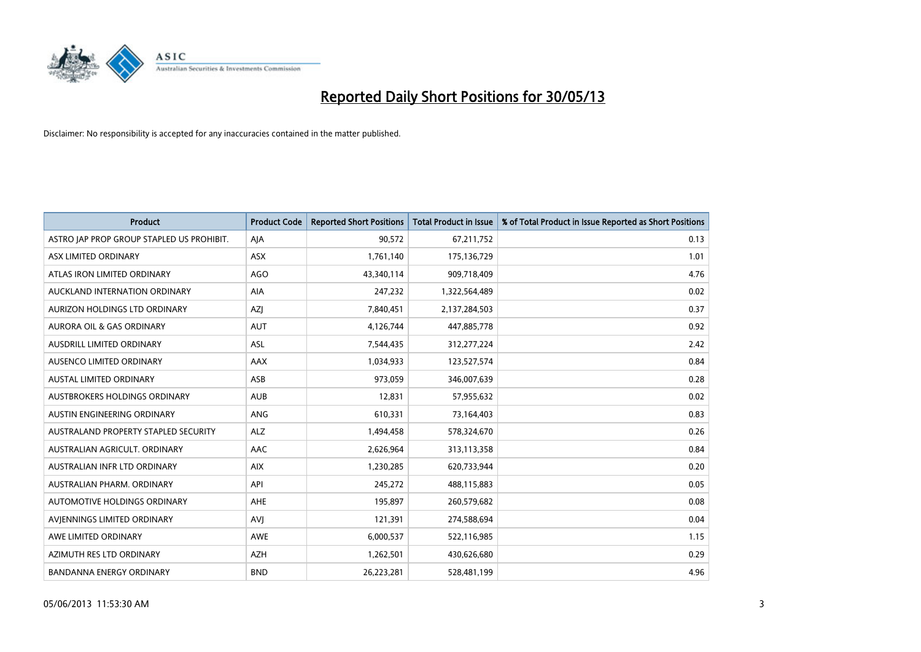# Reported Daily Short Positions for 30/05/13

Disclaimer: No responsibility is accepted for any inaccuracies contained in the matter published.

| Product | Product Code | Reported Short Positions | Total Product in Issue | % of Total Product in Issue Reported as Short Positions |
|---|---|---|---|---|
| ASTRO JAP PROP GROUP STAPLED US PROHIBIT. | AJA | 90,572 | 67,211,752 | 0.13 |
| ASX LIMITED ORDINARY | ASX | 1,761,140 | 175,136,729 | 1.01 |
| ATLAS IRON LIMITED ORDINARY | AGO | 43,340,114 | 909,718,409 | 4.76 |
| AUCKLAND INTERNATION ORDINARY | AIA | 247,232 | 1,322,564,489 | 0.02 |
| AURIZON HOLDINGS LTD ORDINARY | AZJ | 7,840,451 | 2,137,284,503 | 0.37 |
| AURORA OIL & GAS ORDINARY | AUT | 4,126,744 | 447,885,778 | 0.92 |
| AUSDRILL LIMITED ORDINARY | ASL | 7,544,435 | 312,277,224 | 2.42 |
| AUSENCO LIMITED ORDINARY | AAX | 1,034,933 | 123,527,574 | 0.84 |
| AUSTAL LIMITED ORDINARY | ASB | 973,059 | 346,007,639 | 0.28 |
| AUSTBROKERS HOLDINGS ORDINARY | AUB | 12,831 | 57,955,632 | 0.02 |
| AUSTIN ENGINEERING ORDINARY | ANG | 610,331 | 73,164,403 | 0.83 |
| AUSTRALAND PROPERTY STAPLED SECURITY | ALZ | 1,494,458 | 578,324,670 | 0.26 |
| AUSTRALIAN AGRICULT. ORDINARY | AAC | 2,626,964 | 313,113,358 | 0.84 |
| AUSTRALIAN INFR LTD ORDINARY | AIX | 1,230,285 | 620,733,944 | 0.20 |
| AUSTRALIAN PHARM. ORDINARY | API | 245,272 | 488,115,883 | 0.05 |
| AUTOMOTIVE HOLDINGS ORDINARY | AHE | 195,897 | 260,579,682 | 0.08 |
| AVJENNINGS LIMITED ORDINARY | AVJ | 121,391 | 274,588,694 | 0.04 |
| AWE LIMITED ORDINARY | AWE | 6,000,537 | 522,116,985 | 1.15 |
| AZIMUTH RES LTD ORDINARY | AZH | 1,262,501 | 430,626,680 | 0.29 |
| BANDANNA ENERGY ORDINARY | BND | 26,223,281 | 528,481,199 | 4.96 |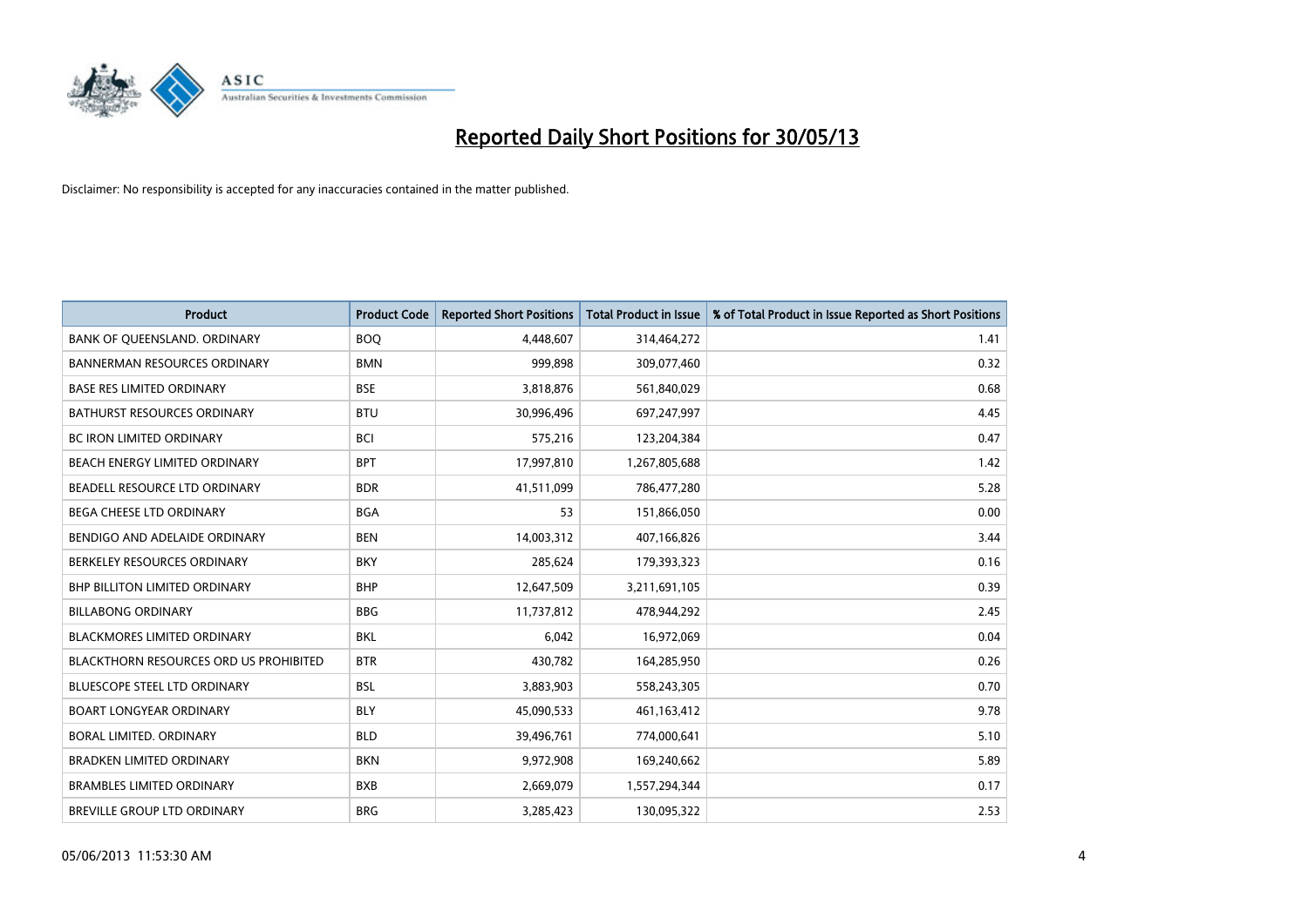# Reported Daily Short Positions for 30/05/13

Disclaimer: No responsibility is accepted for any inaccuracies contained in the matter published.

| Product | Product Code | Reported Short Positions | Total Product in Issue | % of Total Product in Issue Reported as Short Positions |
|---|---|---|---|---|
| BANK OF QUEENSLAND. ORDINARY | BOQ | 4,448,607 | 314,464,272 | 1.41 |
| BANNERMAN RESOURCES ORDINARY | BMN | 999,898 | 309,077,460 | 0.32 |
| BASE RES LIMITED ORDINARY | BSE | 3,818,876 | 561,840,029 | 0.68 |
| BATHURST RESOURCES ORDINARY | BTU | 30,996,496 | 697,247,997 | 4.45 |
| BC IRON LIMITED ORDINARY | BCI | 575,216 | 123,204,384 | 0.47 |
| BEACH ENERGY LIMITED ORDINARY | BPT | 17,997,810 | 1,267,805,688 | 1.42 |
| BEADELL RESOURCE LTD ORDINARY | BDR | 41,511,099 | 786,477,280 | 5.28 |
| BEGA CHEESE LTD ORDINARY | BGA | 53 | 151,866,050 | 0.00 |
| BENDIGO AND ADELAIDE ORDINARY | BEN | 14,003,312 | 407,166,826 | 3.44 |
| BERKELEY RESOURCES ORDINARY | BKY | 285,624 | 179,393,323 | 0.16 |
| BHP BILLITON LIMITED ORDINARY | BHP | 12,647,509 | 3,211,691,105 | 0.39 |
| BILLABONG ORDINARY | BBG | 11,737,812 | 478,944,292 | 2.45 |
| BLACKMORES LIMITED ORDINARY | BKL | 6,042 | 16,972,069 | 0.04 |
| BLACKTHORN RESOURCES ORD US PROHIBITED | BTR | 430,782 | 164,285,950 | 0.26 |
| BLUESCOPE STEEL LTD ORDINARY | BSL | 3,883,903 | 558,243,305 | 0.70 |
| BOART LONGYEAR ORDINARY | BLY | 45,090,533 | 461,163,412 | 9.78 |
| BORAL LIMITED. ORDINARY | BLD | 39,496,761 | 774,000,641 | 5.10 |
| BRADKEN LIMITED ORDINARY | BKN | 9,972,908 | 169,240,662 | 5.89 |
| BRAMBLES LIMITED ORDINARY | BXB | 2,669,079 | 1,557,294,344 | 0.17 |
| BREVILLE GROUP LTD ORDINARY | BRG | 3,285,423 | 130,095,322 | 2.53 |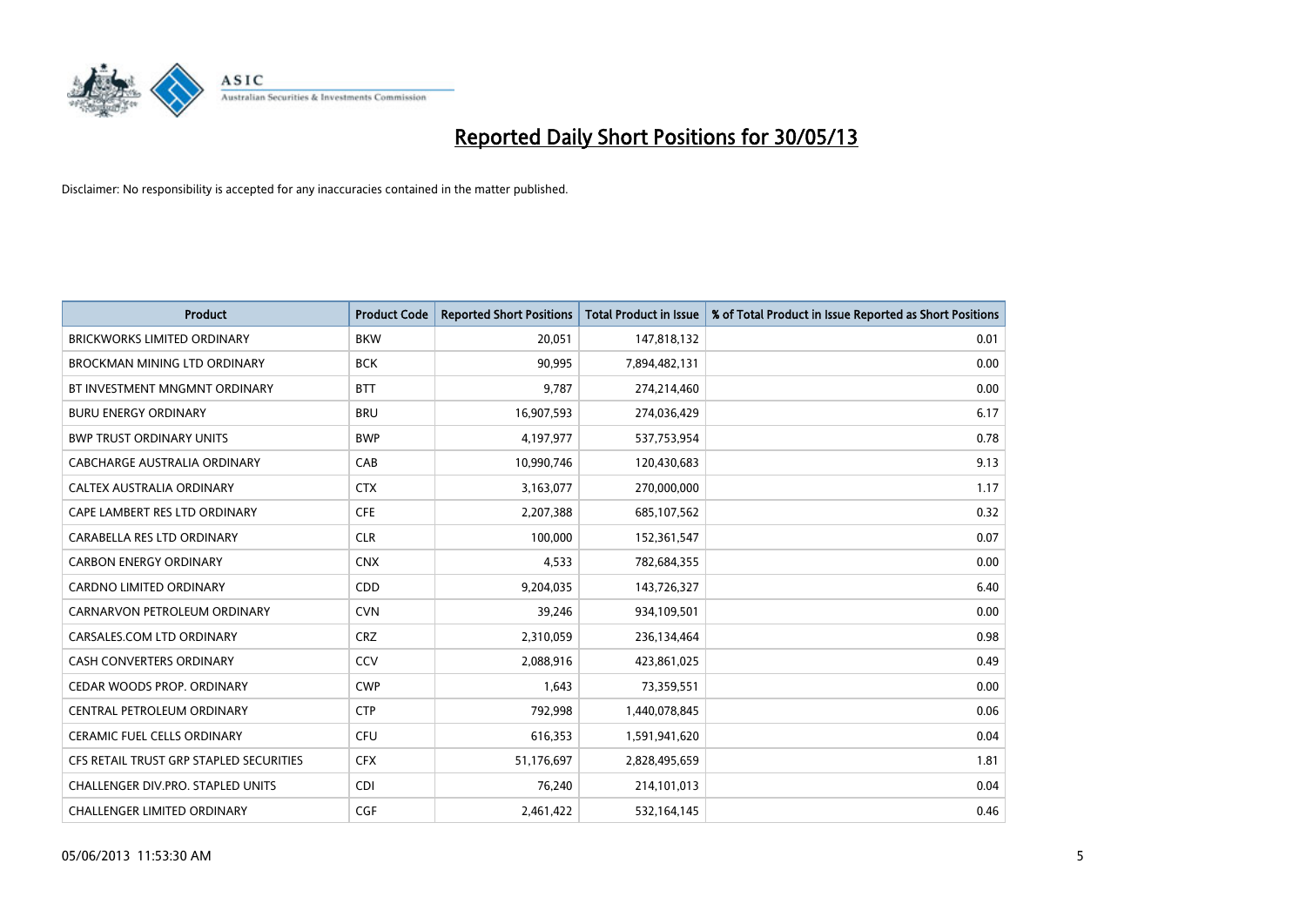# Reported Daily Short Positions for 30/05/13

Disclaimer: No responsibility is accepted for any inaccuracies contained in the matter published.

| Product | Product Code | Reported Short Positions | Total Product in Issue | % of Total Product in Issue Reported as Short Positions |
|---|---|---|---|---|
| BRICKWORKS LIMITED ORDINARY | BKW | 20,051 | 147,818,132 | 0.01 |
| BROCKMAN MINING LTD ORDINARY | BCK | 90,995 | 7,894,482,131 | 0.00 |
| BT INVESTMENT MNGMNT ORDINARY | BTT | 9,787 | 274,214,460 | 0.00 |
| BURU ENERGY ORDINARY | BRU | 16,907,593 | 274,036,429 | 6.17 |
| BWP TRUST ORDINARY UNITS | BWP | 4,197,977 | 537,753,954 | 0.78 |
| CABCHARGE AUSTRALIA ORDINARY | CAB | 10,990,746 | 120,430,683 | 9.13 |
| CALTEX AUSTRALIA ORDINARY | CTX | 3,163,077 | 270,000,000 | 1.17 |
| CAPE LAMBERT RES LTD ORDINARY | CFE | 2,207,388 | 685,107,562 | 0.32 |
| CARABELLA RES LTD ORDINARY | CLR | 100,000 | 152,361,547 | 0.07 |
| CARBON ENERGY ORDINARY | CNX | 4,533 | 782,684,355 | 0.00 |
| CARDNO LIMITED ORDINARY | CDD | 9,204,035 | 143,726,327 | 6.40 |
| CARNARVON PETROLEUM ORDINARY | CVN | 39,246 | 934,109,501 | 0.00 |
| CARSALES.COM LTD ORDINARY | CRZ | 2,310,059 | 236,134,464 | 0.98 |
| CASH CONVERTERS ORDINARY | CCV | 2,088,916 | 423,861,025 | 0.49 |
| CEDAR WOODS PROP. ORDINARY | CWP | 1,643 | 73,359,551 | 0.00 |
| CENTRAL PETROLEUM ORDINARY | CTP | 792,998 | 1,440,078,845 | 0.06 |
| CERAMIC FUEL CELLS ORDINARY | CFU | 616,353 | 1,591,941,620 | 0.04 |
| CFS RETAIL TRUST GRP STAPLED SECURITIES | CFX | 51,176,697 | 2,828,495,659 | 1.81 |
| CHALLENGER DIV.PRO. STAPLED UNITS | CDI | 76,240 | 214,101,013 | 0.04 |
| CHALLENGER LIMITED ORDINARY | CGF | 2,461,422 | 532,164,145 | 0.46 |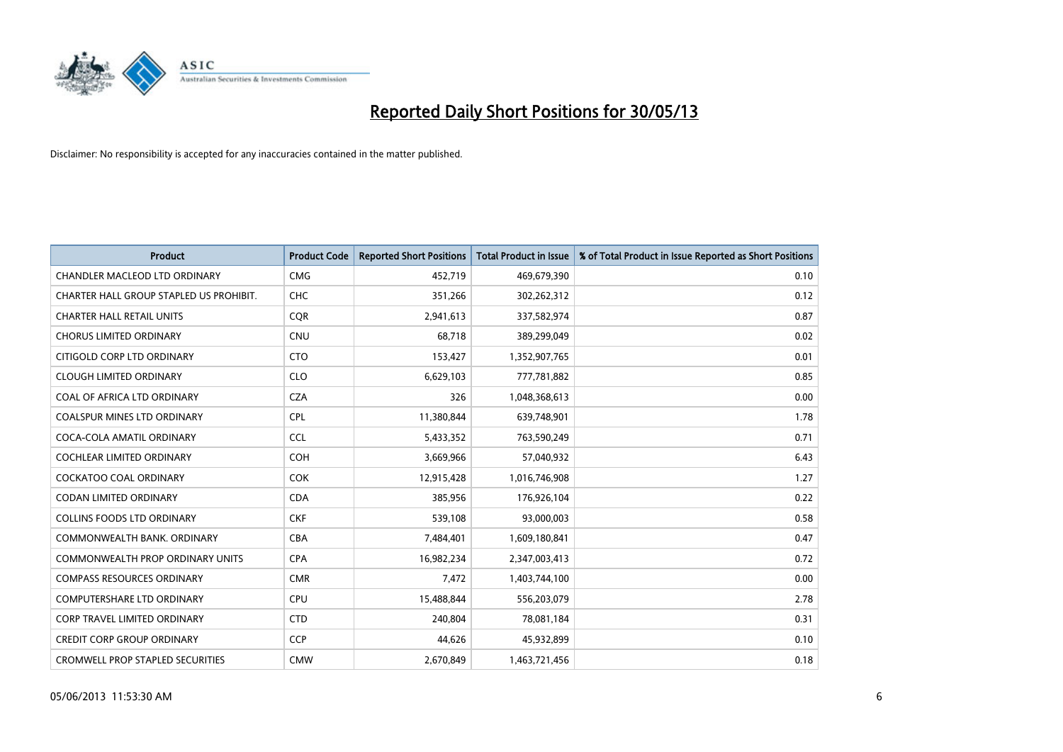# Reported Daily Short Positions for 30/05/13

Disclaimer: No responsibility is accepted for any inaccuracies contained in the matter published.

| Product | Product Code | Reported Short Positions | Total Product in Issue | % of Total Product in Issue Reported as Short Positions |
|---|---|---|---|---|
| CHANDLER MACLEOD LTD ORDINARY | CMG | 452,719 | 469,679,390 | 0.10 |
| CHARTER HALL GROUP STAPLED US PROHIBIT. | CHC | 351,266 | 302,262,312 | 0.12 |
| CHARTER HALL RETAIL UNITS | CQR | 2,941,613 | 337,582,974 | 0.87 |
| CHORUS LIMITED ORDINARY | CNU | 68,718 | 389,299,049 | 0.02 |
| CITIGOLD CORP LTD ORDINARY | CTO | 153,427 | 1,352,907,765 | 0.01 |
| CLOUGH LIMITED ORDINARY | CLO | 6,629,103 | 777,781,882 | 0.85 |
| COAL OF AFRICA LTD ORDINARY | CZA | 326 | 1,048,368,613 | 0.00 |
| COALSPUR MINES LTD ORDINARY | CPL | 11,380,844 | 639,748,901 | 1.78 |
| COCA-COLA AMATIL ORDINARY | CCL | 5,433,352 | 763,590,249 | 0.71 |
| COCHLEAR LIMITED ORDINARY | COH | 3,669,966 | 57,040,932 | 6.43 |
| COCKATOO COAL ORDINARY | COK | 12,915,428 | 1,016,746,908 | 1.27 |
| CODAN LIMITED ORDINARY | CDA | 385,956 | 176,926,104 | 0.22 |
| COLLINS FOODS LTD ORDINARY | CKF | 539,108 | 93,000,003 | 0.58 |
| COMMONWEALTH BANK. ORDINARY | CBA | 7,484,401 | 1,609,180,841 | 0.47 |
| COMMONWEALTH PROP ORDINARY UNITS | CPA | 16,982,234 | 2,347,003,413 | 0.72 |
| COMPASS RESOURCES ORDINARY | CMR | 7,472 | 1,403,744,100 | 0.00 |
| COMPUTERSHARE LTD ORDINARY | CPU | 15,488,844 | 556,203,079 | 2.78 |
| CORP TRAVEL LIMITED ORDINARY | CTD | 240,804 | 78,081,184 | 0.31 |
| CREDIT CORP GROUP ORDINARY | CCP | 44,626 | 45,932,899 | 0.10 |
| CROMWELL PROP STAPLED SECURITIES | CMW | 2,670,849 | 1,463,721,456 | 0.18 |

05/06/2013 11:53:30 AM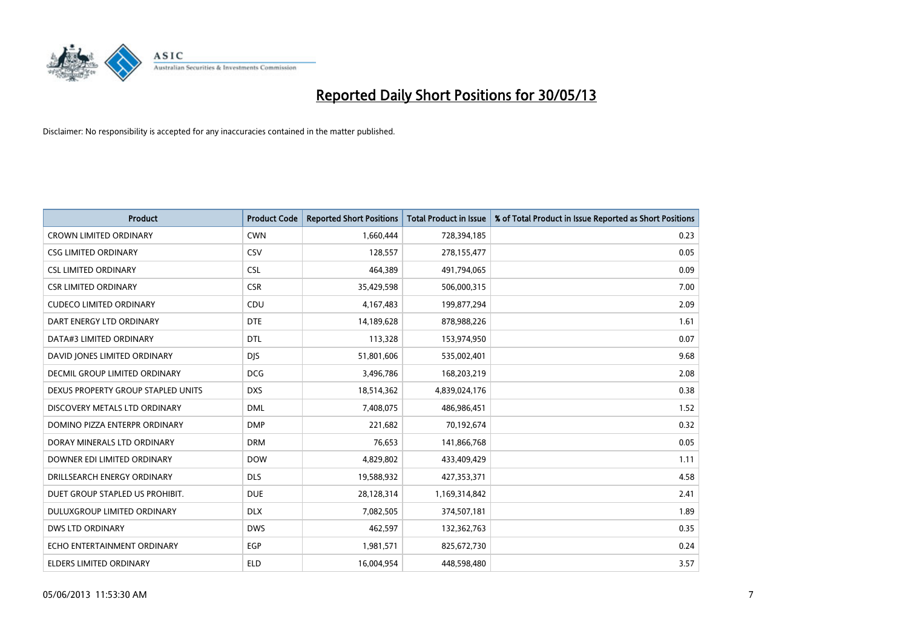# Reported Daily Short Positions for 30/05/13

Disclaimer: No responsibility is accepted for any inaccuracies contained in the matter published.

| Product | Product Code | Reported Short Positions | Total Product in Issue | % of Total Product in Issue Reported as Short Positions |
|---|---|---|---|---|
| CROWN LIMITED ORDINARY | CWN | 1,660,444 | 728,394,185 | 0.23 |
| CSG LIMITED ORDINARY | CSV | 128,557 | 278,155,477 | 0.05 |
| CSL LIMITED ORDINARY | CSL | 464,389 | 491,794,065 | 0.09 |
| CSR LIMITED ORDINARY | CSR | 35,429,598 | 506,000,315 | 7.00 |
| CUDECO LIMITED ORDINARY | CDU | 4,167,483 | 199,877,294 | 2.09 |
| DART ENERGY LTD ORDINARY | DTE | 14,189,628 | 878,988,226 | 1.61 |
| DATA#3 LIMITED ORDINARY | DTL | 113,328 | 153,974,950 | 0.07 |
| DAVID JONES LIMITED ORDINARY | DJS | 51,801,606 | 535,002,401 | 9.68 |
| DECMIL GROUP LIMITED ORDINARY | DCG | 3,496,786 | 168,203,219 | 2.08 |
| DEXUS PROPERTY GROUP STAPLED UNITS | DXS | 18,514,362 | 4,839,024,176 | 0.38 |
| DISCOVERY METALS LTD ORDINARY | DML | 7,408,075 | 486,986,451 | 1.52 |
| DOMINO PIZZA ENTERPR ORDINARY | DMP | 221,682 | 70,192,674 | 0.32 |
| DORAY MINERALS LTD ORDINARY | DRM | 76,653 | 141,866,768 | 0.05 |
| DOWNER EDI LIMITED ORDINARY | DOW | 4,829,802 | 433,409,429 | 1.11 |
| DRILLSEARCH ENERGY ORDINARY | DLS | 19,588,932 | 427,353,371 | 4.58 |
| DUET GROUP STAPLED US PROHIBIT. | DUE | 28,128,314 | 1,169,314,842 | 2.41 |
| DULUXGROUP LIMITED ORDINARY | DLX | 7,082,505 | 374,507,181 | 1.89 |
| DWS LTD ORDINARY | DWS | 462,597 | 132,362,763 | 0.35 |
| ECHO ENTERTAINMENT ORDINARY | EGP | 1,981,571 | 825,672,730 | 0.24 |
| ELDERS LIMITED ORDINARY | ELD | 16,004,954 | 448,598,480 | 3.57 |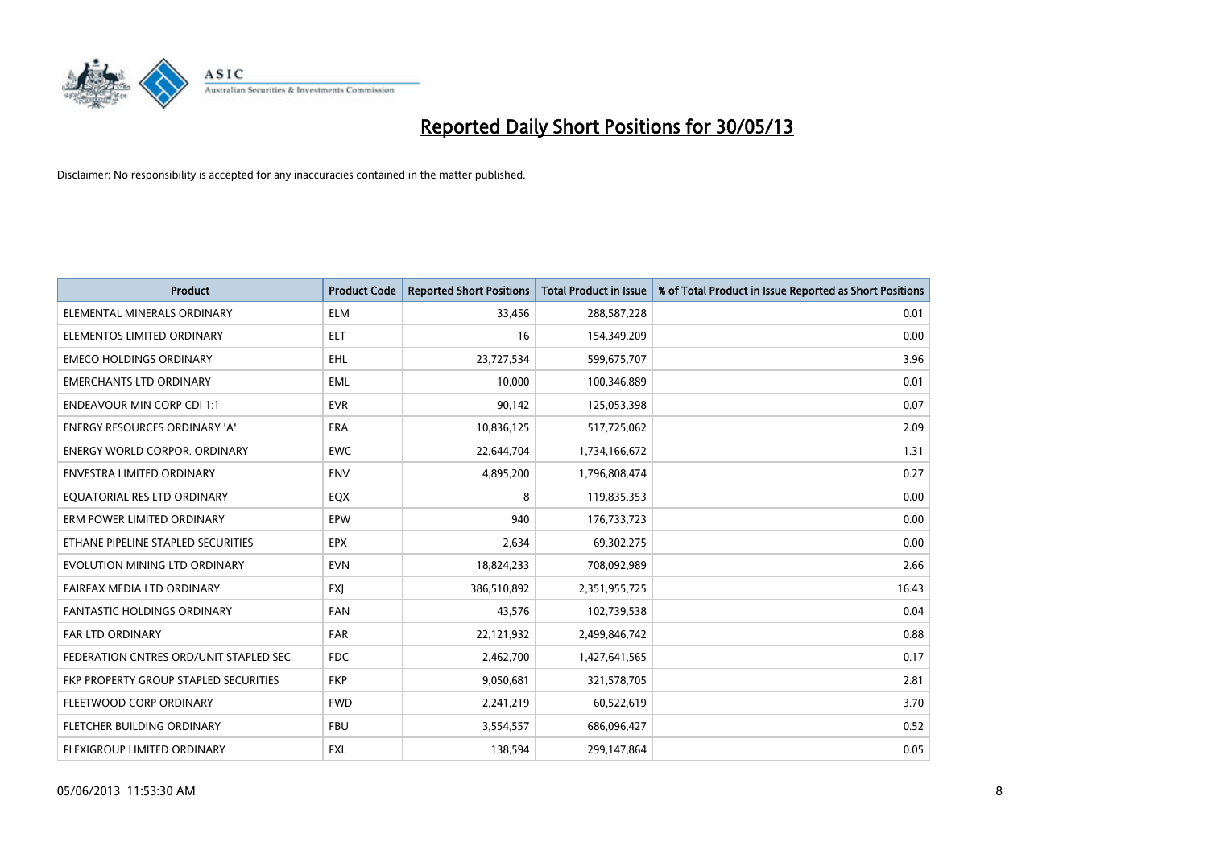# Reported Daily Short Positions for 30/05/13

Disclaimer: No responsibility is accepted for any inaccuracies contained in the matter published.

| Product | Product Code | Reported Short Positions | Total Product in Issue | % of Total Product in Issue Reported as Short Positions |
|---|---|---|---|---|
| ELEMENTAL MINERALS ORDINARY | ELM | 33,456 | 288,587,228 | 0.01 |
| ELEMENTOS LIMITED ORDINARY | ELT | 16 | 154,349,209 | 0.00 |
| EMECO HOLDINGS ORDINARY | EHL | 23,727,534 | 599,675,707 | 3.96 |
| EMERCHANTS LTD ORDINARY | EML | 10,000 | 100,346,889 | 0.01 |
| ENDEAVOUR MIN CORP CDI 1:1 | EVR | 90,142 | 125,053,398 | 0.07 |
| ENERGY RESOURCES ORDINARY 'A' | ERA | 10,836,125 | 517,725,062 | 2.09 |
| ENERGY WORLD CORPOR. ORDINARY | EWC | 22,644,704 | 1,734,166,672 | 1.31 |
| ENVESTRA LIMITED ORDINARY | ENV | 4,895,200 | 1,796,808,474 | 0.27 |
| EQUATORIAL RES LTD ORDINARY | EQX | 8 | 119,835,353 | 0.00 |
| ERM POWER LIMITED ORDINARY | EPW | 940 | 176,733,723 | 0.00 |
| ETHANE PIPELINE STAPLED SECURITIES | EPX | 2,634 | 69,302,275 | 0.00 |
| EVOLUTION MINING LTD ORDINARY | EVN | 18,824,233 | 708,092,989 | 2.66 |
| FAIRFAX MEDIA LTD ORDINARY | FXJ | 386,510,892 | 2,351,955,725 | 16.43 |
| FANTASTIC HOLDINGS ORDINARY | FAN | 43,576 | 102,739,538 | 0.04 |
| FAR LTD ORDINARY | FAR | 22,121,932 | 2,499,846,742 | 0.88 |
| FEDERATION CNTRES ORD/UNIT STAPLED SEC | FDC | 2,462,700 | 1,427,641,565 | 0.17 |
| FKP PROPERTY GROUP STAPLED SECURITIES | FKP | 9,050,681 | 321,578,705 | 2.81 |
| FLEETWOOD CORP ORDINARY | FWD | 2,241,219 | 60,522,619 | 3.70 |
| FLETCHER BUILDING ORDINARY | FBU | 3,554,557 | 686,096,427 | 0.52 |
| FLEXIGROUP LIMITED ORDINARY | FXL | 138,594 | 299,147,864 | 0.05 |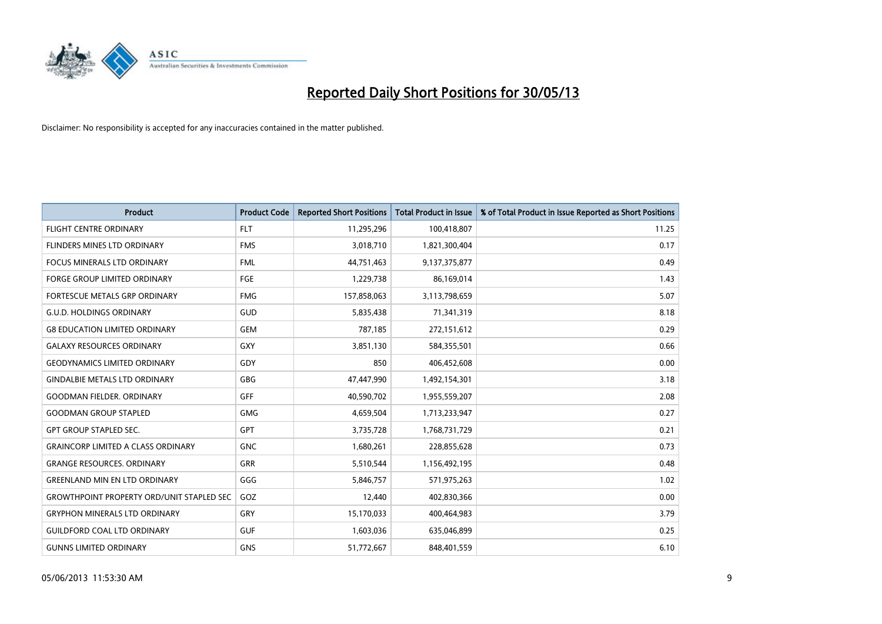# Reported Daily Short Positions for 30/05/13

Disclaimer: No responsibility is accepted for any inaccuracies contained in the matter published.

| Product | Product Code | Reported Short Positions | Total Product in Issue | % of Total Product in Issue Reported as Short Positions |
|---|---|---|---|---|
| FLIGHT CENTRE ORDINARY | FLT | 11,295,296 | 100,418,807 | 11.25 |
| FLINDERS MINES LTD ORDINARY | FMS | 3,018,710 | 1,821,300,404 | 0.17 |
| FOCUS MINERALS LTD ORDINARY | FML | 44,751,463 | 9,137,375,877 | 0.49 |
| FORGE GROUP LIMITED ORDINARY | FGE | 1,229,738 | 86,169,014 | 1.43 |
| FORTESCUE METALS GRP ORDINARY | FMG | 157,858,063 | 3,113,798,659 | 5.07 |
| G.U.D. HOLDINGS ORDINARY | GUD | 5,835,438 | 71,341,319 | 8.18 |
| G8 EDUCATION LIMITED ORDINARY | GEM | 787,185 | 272,151,612 | 0.29 |
| GALAXY RESOURCES ORDINARY | GXY | 3,851,130 | 584,355,501 | 0.66 |
| GEODYNAMICS LIMITED ORDINARY | GDY | 850 | 406,452,608 | 0.00 |
| GINDALBIE METALS LTD ORDINARY | GBG | 47,447,990 | 1,492,154,301 | 3.18 |
| GOODMAN FIELDER. ORDINARY | GFF | 40,590,702 | 1,955,559,207 | 2.08 |
| GOODMAN GROUP STAPLED | GMG | 4,659,504 | 1,713,233,947 | 0.27 |
| GPT GROUP STAPLED SEC. | GPT | 3,735,728 | 1,768,731,729 | 0.21 |
| GRAINCORP LIMITED A CLASS ORDINARY | GNC | 1,680,261 | 228,855,628 | 0.73 |
| GRANGE RESOURCES. ORDINARY | GRR | 5,510,544 | 1,156,492,195 | 0.48 |
| GREENLAND MIN EN LTD ORDINARY | GGG | 5,846,757 | 571,975,263 | 1.02 |
| GROWTHPOINT PROPERTY ORD/UNIT STAPLED SEC | GOZ | 12,440 | 402,830,366 | 0.00 |
| GRYPHON MINERALS LTD ORDINARY | GRY | 15,170,033 | 400,464,983 | 3.79 |
| GUILDFORD COAL LTD ORDINARY | GUF | 1,603,036 | 635,046,899 | 0.25 |
| GUNNS LIMITED ORDINARY | GNS | 51,772,667 | 848,401,559 | 6.10 |

05/06/2013 11:53:30 AM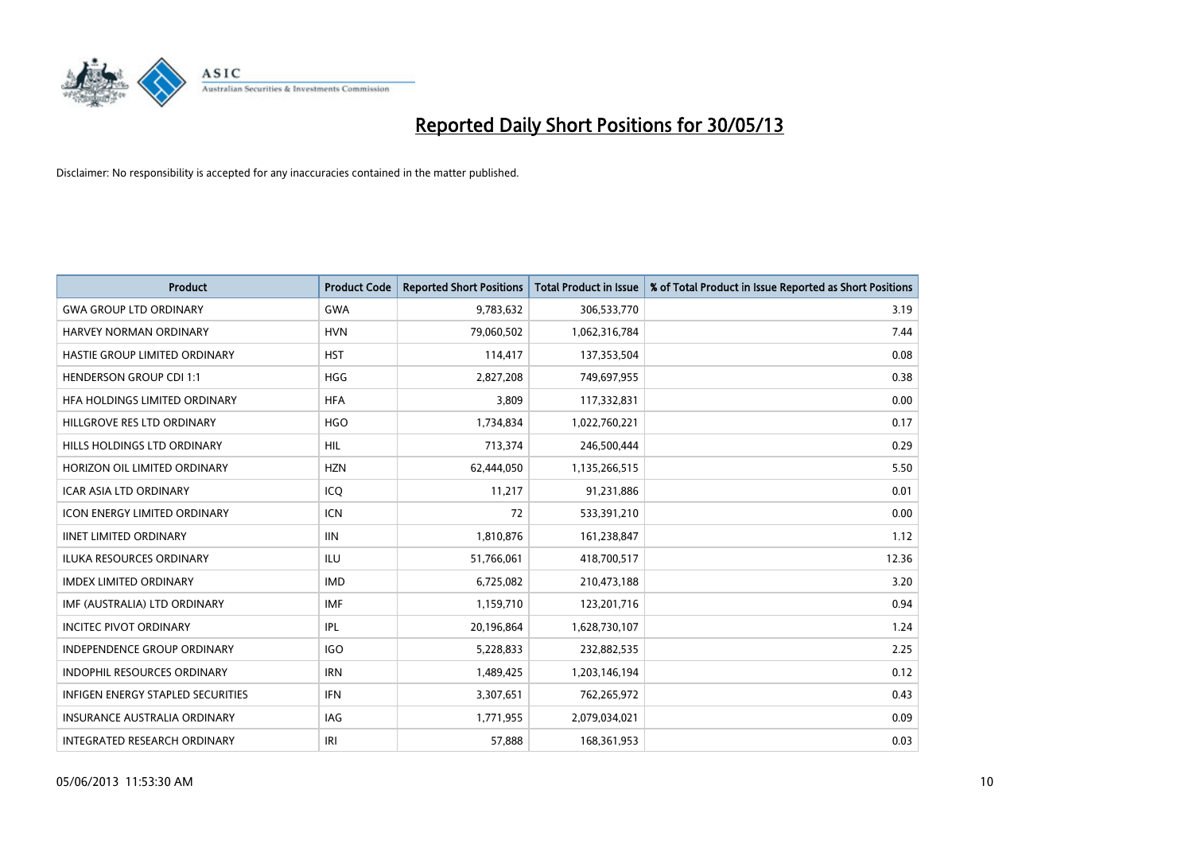# Reported Daily Short Positions for 30/05/13

Disclaimer: No responsibility is accepted for any inaccuracies contained in the matter published.

| Product | Product Code | Reported Short Positions | Total Product in Issue | % of Total Product in Issue Reported as Short Positions |
|---|---|---|---|---|
| GWA GROUP LTD ORDINARY | GWA | 9,783,632 | 306,533,770 | 3.19 |
| HARVEY NORMAN ORDINARY | HVN | 79,060,502 | 1,062,316,784 | 7.44 |
| HASTIE GROUP LIMITED ORDINARY | HST | 114,417 | 137,353,504 | 0.08 |
| HENDERSON GROUP CDI 1:1 | HGG | 2,827,208 | 749,697,955 | 0.38 |
| HFA HOLDINGS LIMITED ORDINARY | HFA | 3,809 | 117,332,831 | 0.00 |
| HILLGROVE RES LTD ORDINARY | HGO | 1,734,834 | 1,022,760,221 | 0.17 |
| HILLS HOLDINGS LTD ORDINARY | HIL | 713,374 | 246,500,444 | 0.29 |
| HORIZON OIL LIMITED ORDINARY | HZN | 62,444,050 | 1,135,266,515 | 5.50 |
| ICAR ASIA LTD ORDINARY | ICQ | 11,217 | 91,231,886 | 0.01 |
| ICON ENERGY LIMITED ORDINARY | ICN | 72 | 533,391,210 | 0.00 |
| IINET LIMITED ORDINARY | IIN | 1,810,876 | 161,238,847 | 1.12 |
| ILUKA RESOURCES ORDINARY | ILU | 51,766,061 | 418,700,517 | 12.36 |
| IMDEX LIMITED ORDINARY | IMD | 6,725,082 | 210,473,188 | 3.20 |
| IMF (AUSTRALIA) LTD ORDINARY | IMF | 1,159,710 | 123,201,716 | 0.94 |
| INCITEC PIVOT ORDINARY | IPL | 20,196,864 | 1,628,730,107 | 1.24 |
| INDEPENDENCE GROUP ORDINARY | IGO | 5,228,833 | 232,882,535 | 2.25 |
| INDOPHIL RESOURCES ORDINARY | IRN | 1,489,425 | 1,203,146,194 | 0.12 |
| INFIGEN ENERGY STAPLED SECURITIES | IFN | 3,307,651 | 762,265,972 | 0.43 |
| INSURANCE AUSTRALIA ORDINARY | IAG | 1,771,955 | 2,079,034,021 | 0.09 |
| INTEGRATED RESEARCH ORDINARY | IRI | 57,888 | 168,361,953 | 0.03 |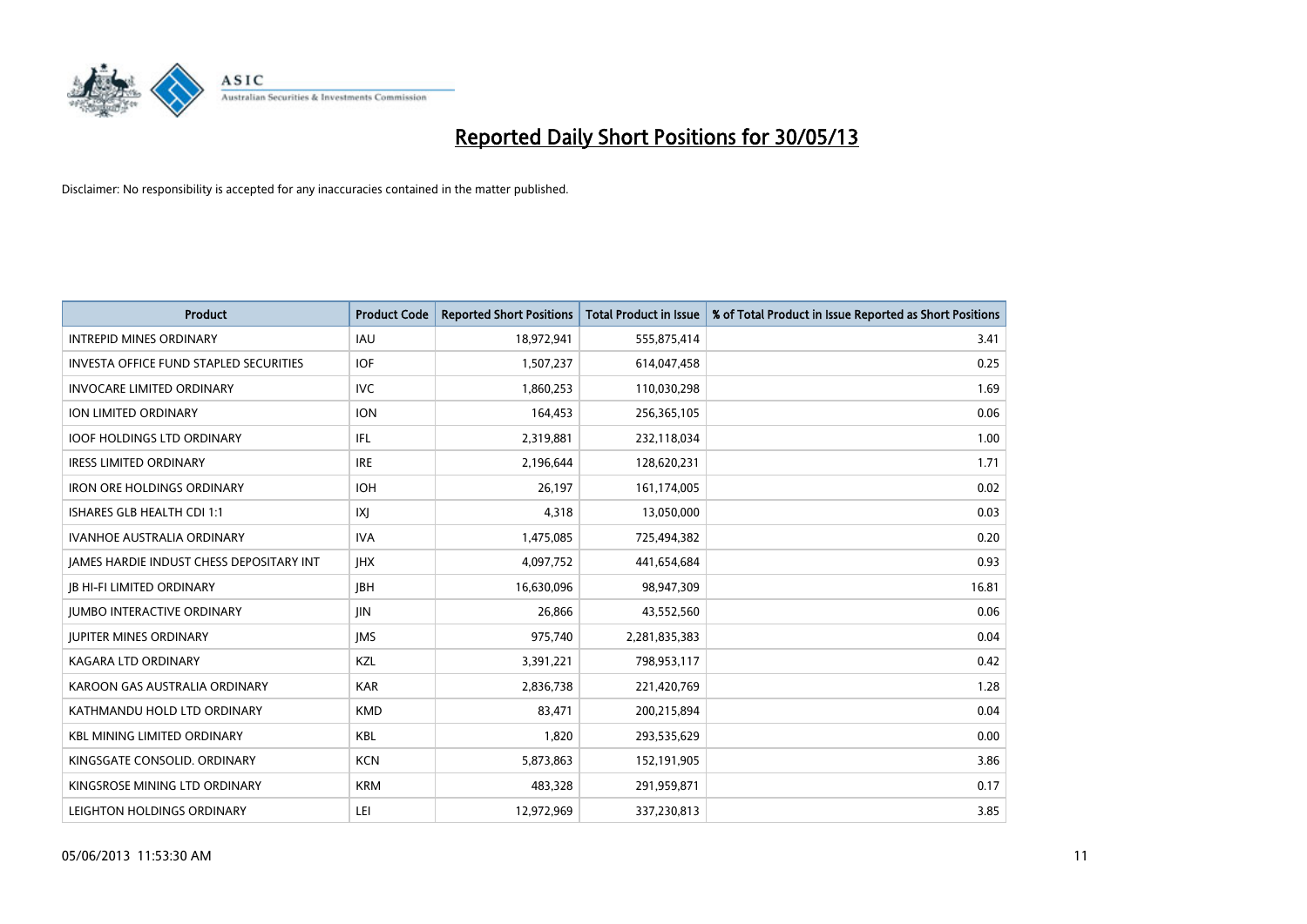# Reported Daily Short Positions for 30/05/13

Disclaimer: No responsibility is accepted for any inaccuracies contained in the matter published.

| Product | Product Code | Reported Short Positions | Total Product in Issue | % of Total Product in Issue Reported as Short Positions |
|---|---|---|---|---|
| INTREPID MINES ORDINARY | IAU | 18,972,941 | 555,875,414 | 3.41 |
| INVESTA OFFICE FUND STAPLED SECURITIES | IOF | 1,507,237 | 614,047,458 | 0.25 |
| INVOCARE LIMITED ORDINARY | IVC | 1,860,253 | 110,030,298 | 1.69 |
| ION LIMITED ORDINARY | ION | 164,453 | 256,365,105 | 0.06 |
| IOOF HOLDINGS LTD ORDINARY | IFL | 2,319,881 | 232,118,034 | 1.00 |
| IRESS LIMITED ORDINARY | IRE | 2,196,644 | 128,620,231 | 1.71 |
| IRON ORE HOLDINGS ORDINARY | IOH | 26,197 | 161,174,005 | 0.02 |
| ISHARES GLB HEALTH CDI 1:1 | IXJ | 4,318 | 13,050,000 | 0.03 |
| IVANHOE AUSTRALIA ORDINARY | IVA | 1,475,085 | 725,494,382 | 0.20 |
| JAMES HARDIE INDUST CHESS DEPOSITARY INT | JHX | 4,097,752 | 441,654,684 | 0.93 |
| JB HI-FI LIMITED ORDINARY | JBH | 16,630,096 | 98,947,309 | 16.81 |
| JUMBO INTERACTIVE ORDINARY | JIN | 26,866 | 43,552,560 | 0.06 |
| JUPITER MINES ORDINARY | JMS | 975,740 | 2,281,835,383 | 0.04 |
| KAGARA LTD ORDINARY | KZL | 3,391,221 | 798,953,117 | 0.42 |
| KAROON GAS AUSTRALIA ORDINARY | KAR | 2,836,738 | 221,420,769 | 1.28 |
| KATHMANDU HOLD LTD ORDINARY | KMD | 83,471 | 200,215,894 | 0.04 |
| KBL MINING LIMITED ORDINARY | KBL | 1,820 | 293,535,629 | 0.00 |
| KINGSGATE CONSOLID. ORDINARY | KCN | 5,873,863 | 152,191,905 | 3.86 |
| KINGSROSE MINING LTD ORDINARY | KRM | 483,328 | 291,959,871 | 0.17 |
| LEIGHTON HOLDINGS ORDINARY | LEI | 12,972,969 | 337,230,813 | 3.85 |

05/06/2013 11:53:30 AM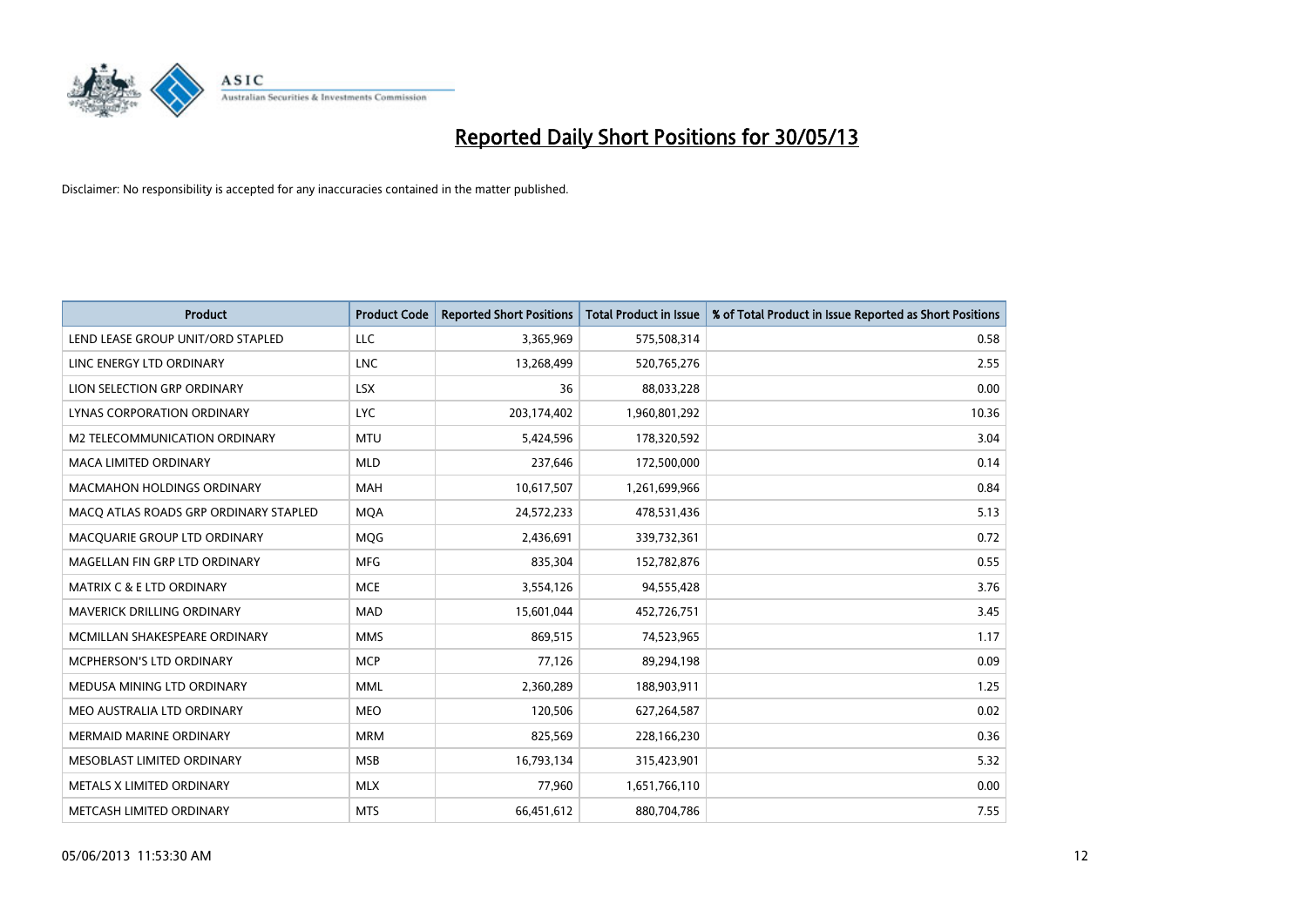# Reported Daily Short Positions for 30/05/13

Disclaimer: No responsibility is accepted for any inaccuracies contained in the matter published.

| Product | Product Code | Reported Short Positions | Total Product in Issue | % of Total Product in Issue Reported as Short Positions |
|---|---|---|---|---|
| LEND LEASE GROUP UNIT/ORD STAPLED | LLC | 3,365,969 | 575,508,314 | 0.58 |
| LINC ENERGY LTD ORDINARY | LNC | 13,268,499 | 520,765,276 | 2.55 |
| LION SELECTION GRP ORDINARY | LSX | 36 | 88,033,228 | 0.00 |
| LYNAS CORPORATION ORDINARY | LYC | 203,174,402 | 1,960,801,292 | 10.36 |
| M2 TELECOMMUNICATION ORDINARY | MTU | 5,424,596 | 178,320,592 | 3.04 |
| MACA LIMITED ORDINARY | MLD | 237,646 | 172,500,000 | 0.14 |
| MACMAHON HOLDINGS ORDINARY | MAH | 10,617,507 | 1,261,699,966 | 0.84 |
| MACQ ATLAS ROADS GRP ORDINARY STAPLED | MQA | 24,572,233 | 478,531,436 | 5.13 |
| MACQUARIE GROUP LTD ORDINARY | MQG | 2,436,691 | 339,732,361 | 0.72 |
| MAGELLAN FIN GRP LTD ORDINARY | MFG | 835,304 | 152,782,876 | 0.55 |
| MATRIX C & E LTD ORDINARY | MCE | 3,554,126 | 94,555,428 | 3.76 |
| MAVERICK DRILLING ORDINARY | MAD | 15,601,044 | 452,726,751 | 3.45 |
| MCMILLAN SHAKESPEARE ORDINARY | MMS | 869,515 | 74,523,965 | 1.17 |
| MCPHERSON'S LTD ORDINARY | MCP | 77,126 | 89,294,198 | 0.09 |
| MEDUSA MINING LTD ORDINARY | MML | 2,360,289 | 188,903,911 | 1.25 |
| MEO AUSTRALIA LTD ORDINARY | MEO | 120,506 | 627,264,587 | 0.02 |
| MERMAID MARINE ORDINARY | MRM | 825,569 | 228,166,230 | 0.36 |
| MESOBLAST LIMITED ORDINARY | MSB | 16,793,134 | 315,423,901 | 5.32 |
| METALS X LIMITED ORDINARY | MLX | 77,960 | 1,651,766,110 | 0.00 |
| METCASH LIMITED ORDINARY | MTS | 66,451,612 | 880,704,786 | 7.55 |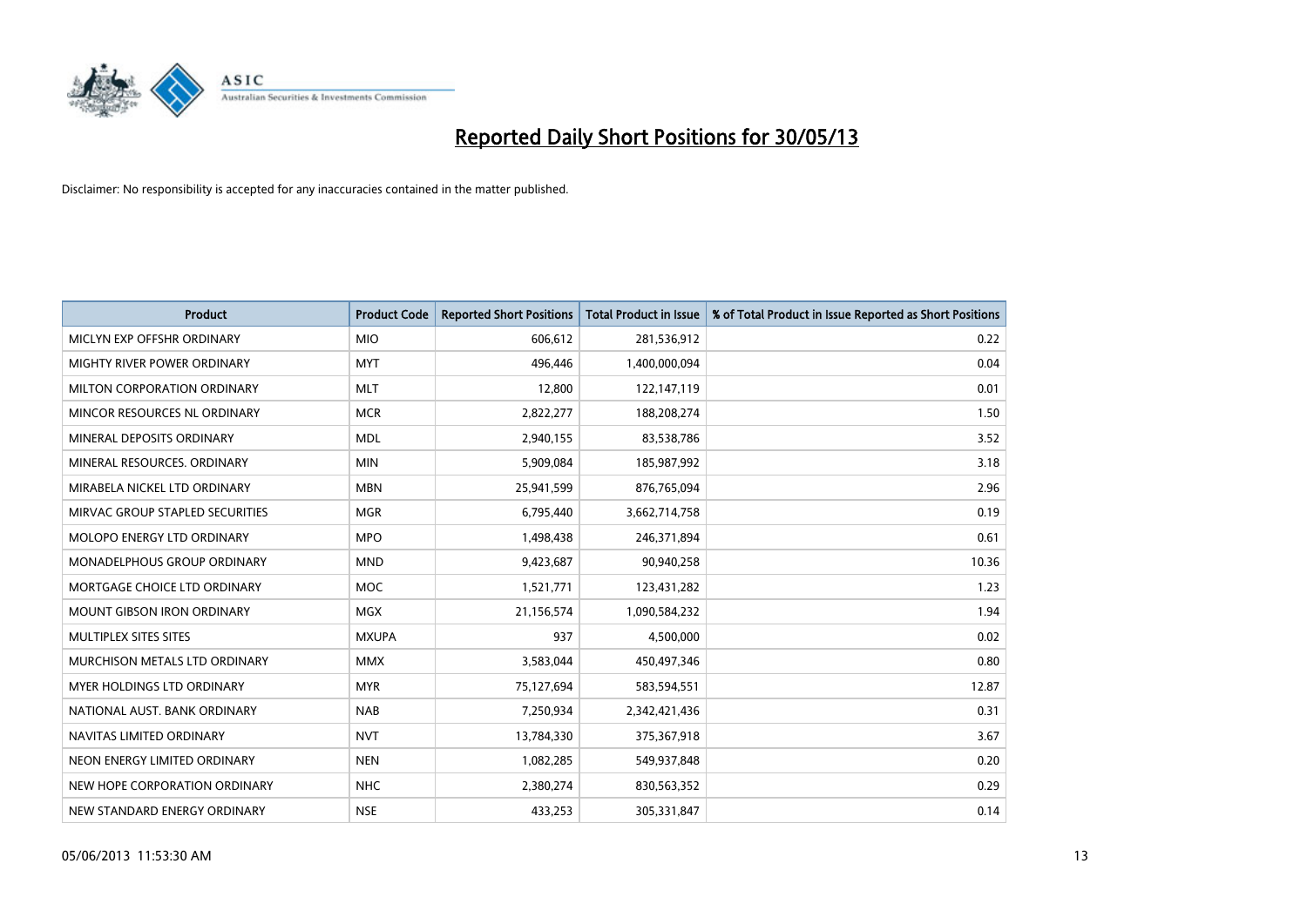# Reported Daily Short Positions for 30/05/13

Disclaimer: No responsibility is accepted for any inaccuracies contained in the matter published.

| Product | Product Code | Reported Short Positions | Total Product in Issue | % of Total Product in Issue Reported as Short Positions |
|---|---|---|---|---|
| MICLYN EXP OFFSHR ORDINARY | MIO | 606,612 | 281,536,912 | 0.22 |
| MIGHTY RIVER POWER ORDINARY | MYT | 496,446 | 1,400,000,094 | 0.04 |
| MILTON CORPORATION ORDINARY | MLT | 12,800 | 122,147,119 | 0.01 |
| MINCOR RESOURCES NL ORDINARY | MCR | 2,822,277 | 188,208,274 | 1.50 |
| MINERAL DEPOSITS ORDINARY | MDL | 2,940,155 | 83,538,786 | 3.52 |
| MINERAL RESOURCES. ORDINARY | MIN | 5,909,084 | 185,987,992 | 3.18 |
| MIRABELA NICKEL LTD ORDINARY | MBN | 25,941,599 | 876,765,094 | 2.96 |
| MIRVAC GROUP STAPLED SECURITIES | MGR | 6,795,440 | 3,662,714,758 | 0.19 |
| MOLOPO ENERGY LTD ORDINARY | MPO | 1,498,438 | 246,371,894 | 0.61 |
| MONADELPHOUS GROUP ORDINARY | MND | 9,423,687 | 90,940,258 | 10.36 |
| MORTGAGE CHOICE LTD ORDINARY | MOC | 1,521,771 | 123,431,282 | 1.23 |
| MOUNT GIBSON IRON ORDINARY | MGX | 21,156,574 | 1,090,584,232 | 1.94 |
| MULTIPLEX SITES SITES | MXUPA | 937 | 4,500,000 | 0.02 |
| MURCHISON METALS LTD ORDINARY | MMX | 3,583,044 | 450,497,346 | 0.80 |
| MYER HOLDINGS LTD ORDINARY | MYR | 75,127,694 | 583,594,551 | 12.87 |
| NATIONAL AUST. BANK ORDINARY | NAB | 7,250,934 | 2,342,421,436 | 0.31 |
| NAVITAS LIMITED ORDINARY | NVT | 13,784,330 | 375,367,918 | 3.67 |
| NEON ENERGY LIMITED ORDINARY | NEN | 1,082,285 | 549,937,848 | 0.20 |
| NEW HOPE CORPORATION ORDINARY | NHC | 2,380,274 | 830,563,352 | 0.29 |
| NEW STANDARD ENERGY ORDINARY | NSE | 433,253 | 305,331,847 | 0.14 |

05/06/2013 11:53:30 AM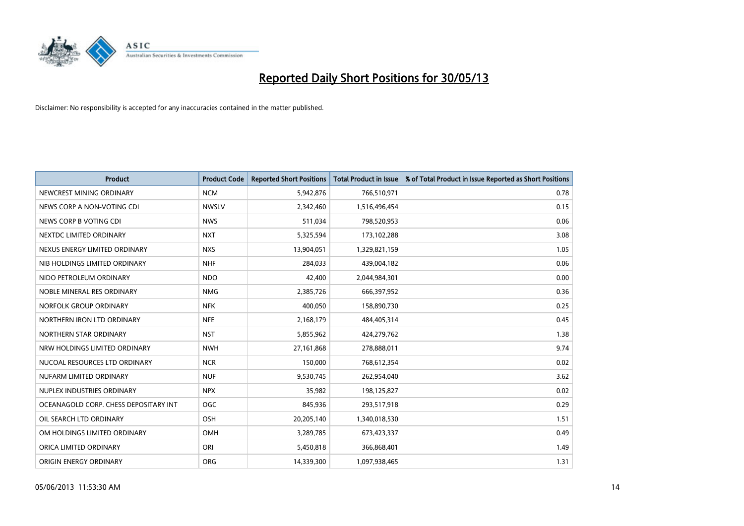# Reported Daily Short Positions for 30/05/13

Disclaimer: No responsibility is accepted for any inaccuracies contained in the matter published.

| Product | Product Code | Reported Short Positions | Total Product in Issue | % of Total Product in Issue Reported as Short Positions |
|---|---|---|---|---|
| NEWCREST MINING ORDINARY | NCM | 5,942,876 | 766,510,971 | 0.78 |
| NEWS CORP A NON-VOTING CDI | NWSLV | 2,342,460 | 1,516,496,454 | 0.15 |
| NEWS CORP B VOTING CDI | NWS | 511,034 | 798,520,953 | 0.06 |
| NEXTDC LIMITED ORDINARY | NXT | 5,325,594 | 173,102,288 | 3.08 |
| NEXUS ENERGY LIMITED ORDINARY | NXS | 13,904,051 | 1,329,821,159 | 1.05 |
| NIB HOLDINGS LIMITED ORDINARY | NHF | 284,033 | 439,004,182 | 0.06 |
| NIDO PETROLEUM ORDINARY | NDO | 42,400 | 2,044,984,301 | 0.00 |
| NOBLE MINERAL RES ORDINARY | NMG | 2,385,726 | 666,397,952 | 0.36 |
| NORFOLK GROUP ORDINARY | NFK | 400,050 | 158,890,730 | 0.25 |
| NORTHERN IRON LTD ORDINARY | NFE | 2,168,179 | 484,405,314 | 0.45 |
| NORTHERN STAR ORDINARY | NST | 5,855,962 | 424,279,762 | 1.38 |
| NRW HOLDINGS LIMITED ORDINARY | NWH | 27,161,868 | 278,888,011 | 9.74 |
| NUCOAL RESOURCES LTD ORDINARY | NCR | 150,000 | 768,612,354 | 0.02 |
| NUFARM LIMITED ORDINARY | NUF | 9,530,745 | 262,954,040 | 3.62 |
| NUPLEX INDUSTRIES ORDINARY | NPX | 35,982 | 198,125,827 | 0.02 |
| OCEANAGOLD CORP. CHESS DEPOSITARY INT | OGC | 845,936 | 293,517,918 | 0.29 |
| OIL SEARCH LTD ORDINARY | OSH | 20,205,140 | 1,340,018,530 | 1.51 |
| OM HOLDINGS LIMITED ORDINARY | OMH | 3,289,785 | 673,423,337 | 0.49 |
| ORICA LIMITED ORDINARY | ORI | 5,450,818 | 366,868,401 | 1.49 |
| ORIGIN ENERGY ORDINARY | ORG | 14,339,300 | 1,097,938,465 | 1.31 |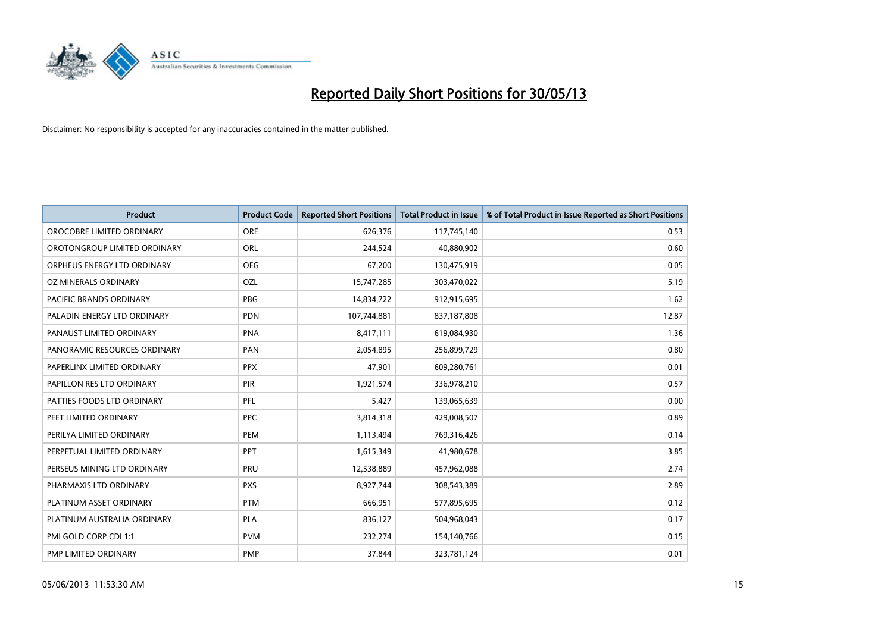# Reported Daily Short Positions for 30/05/13

Disclaimer: No responsibility is accepted for any inaccuracies contained in the matter published.

| Product | Product Code | Reported Short Positions | Total Product in Issue | % of Total Product in Issue Reported as Short Positions |
|---|---|---|---|---|
| OROCOBRE LIMITED ORDINARY | ORE | 626,376 | 117,745,140 | 0.53 |
| OROTONGROUP LIMITED ORDINARY | ORL | 244,524 | 40,880,902 | 0.60 |
| ORPHEUS ENERGY LTD ORDINARY | OEG | 67,200 | 130,475,919 | 0.05 |
| OZ MINERALS ORDINARY | OZL | 15,747,285 | 303,470,022 | 5.19 |
| PACIFIC BRANDS ORDINARY | PBG | 14,834,722 | 912,915,695 | 1.62 |
| PALADIN ENERGY LTD ORDINARY | PDN | 107,744,881 | 837,187,808 | 12.87 |
| PANAUST LIMITED ORDINARY | PNA | 8,417,111 | 619,084,930 | 1.36 |
| PANORAMIC RESOURCES ORDINARY | PAN | 2,054,895 | 256,899,729 | 0.80 |
| PAPERLINX LIMITED ORDINARY | PPX | 47,901 | 609,280,761 | 0.01 |
| PAPILLON RES LTD ORDINARY | PIR | 1,921,574 | 336,978,210 | 0.57 |
| PATTIES FOODS LTD ORDINARY | PFL | 5,427 | 139,065,639 | 0.00 |
| PEET LIMITED ORDINARY | PPC | 3,814,318 | 429,008,507 | 0.89 |
| PERILYA LIMITED ORDINARY | PEM | 1,113,494 | 769,316,426 | 0.14 |
| PERPETUAL LIMITED ORDINARY | PPT | 1,615,349 | 41,980,678 | 3.85 |
| PERSEUS MINING LTD ORDINARY | PRU | 12,538,889 | 457,962,088 | 2.74 |
| PHARMAXIS LTD ORDINARY | PXS | 8,927,744 | 308,543,389 | 2.89 |
| PLATINUM ASSET ORDINARY | PTM | 666,951 | 577,895,695 | 0.12 |
| PLATINUM AUSTRALIA ORDINARY | PLA | 836,127 | 504,968,043 | 0.17 |
| PMI GOLD CORP CDI 1:1 | PVM | 232,274 | 154,140,766 | 0.15 |
| PMP LIMITED ORDINARY | PMP | 37,844 | 323,781,124 | 0.01 |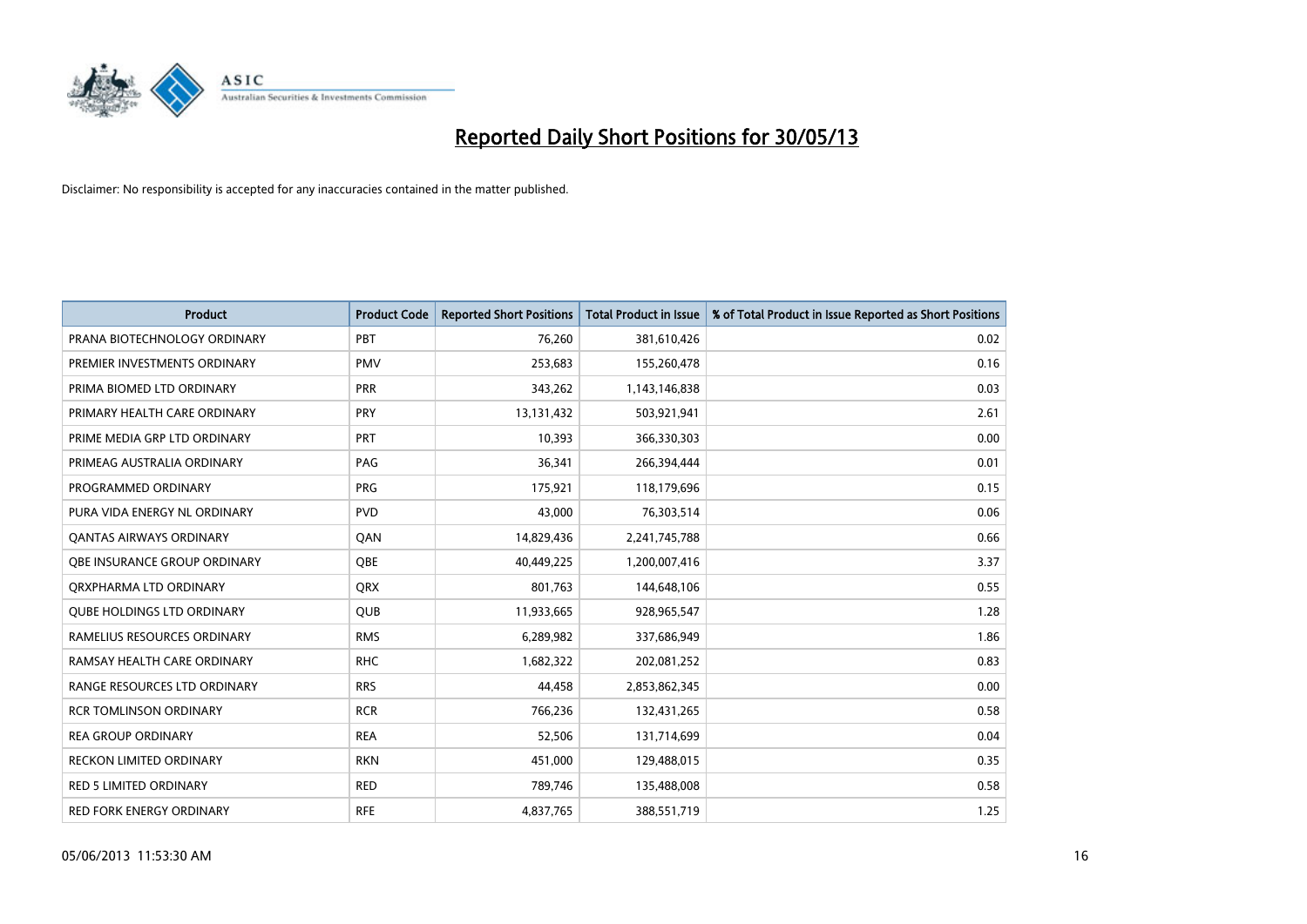# Reported Daily Short Positions for 30/05/13

Disclaimer: No responsibility is accepted for any inaccuracies contained in the matter published.

| Product | Product Code | Reported Short Positions | Total Product in Issue | % of Total Product in Issue Reported as Short Positions |
|---|---|---|---|---|
| PRANA BIOTECHNOLOGY ORDINARY | PBT | 76,260 | 381,610,426 | 0.02 |
| PREMIER INVESTMENTS ORDINARY | PMV | 253,683 | 155,260,478 | 0.16 |
| PRIMA BIOMED LTD ORDINARY | PRR | 343,262 | 1,143,146,838 | 0.03 |
| PRIMARY HEALTH CARE ORDINARY | PRY | 13,131,432 | 503,921,941 | 2.61 |
| PRIME MEDIA GRP LTD ORDINARY | PRT | 10,393 | 366,330,303 | 0.00 |
| PRIMEAG AUSTRALIA ORDINARY | PAG | 36,341 | 266,394,444 | 0.01 |
| PROGRAMMED ORDINARY | PRG | 175,921 | 118,179,696 | 0.15 |
| PURA VIDA ENERGY NL ORDINARY | PVD | 43,000 | 76,303,514 | 0.06 |
| QANTAS AIRWAYS ORDINARY | QAN | 14,829,436 | 2,241,745,788 | 0.66 |
| QBE INSURANCE GROUP ORDINARY | QBE | 40,449,225 | 1,200,007,416 | 3.37 |
| QRXPHARMA LTD ORDINARY | QRX | 801,763 | 144,648,106 | 0.55 |
| QUBE HOLDINGS LTD ORDINARY | QUB | 11,933,665 | 928,965,547 | 1.28 |
| RAMELIUS RESOURCES ORDINARY | RMS | 6,289,982 | 337,686,949 | 1.86 |
| RAMSAY HEALTH CARE ORDINARY | RHC | 1,682,322 | 202,081,252 | 0.83 |
| RANGE RESOURCES LTD ORDINARY | RRS | 44,458 | 2,853,862,345 | 0.00 |
| RCR TOMLINSON ORDINARY | RCR | 766,236 | 132,431,265 | 0.58 |
| REA GROUP ORDINARY | REA | 52,506 | 131,714,699 | 0.04 |
| RECKON LIMITED ORDINARY | RKN | 451,000 | 129,488,015 | 0.35 |
| RED 5 LIMITED ORDINARY | RED | 789,746 | 135,488,008 | 0.58 |
| RED FORK ENERGY ORDINARY | RFE | 4,837,765 | 388,551,719 | 1.25 |

05/06/2013 11:53:30 AM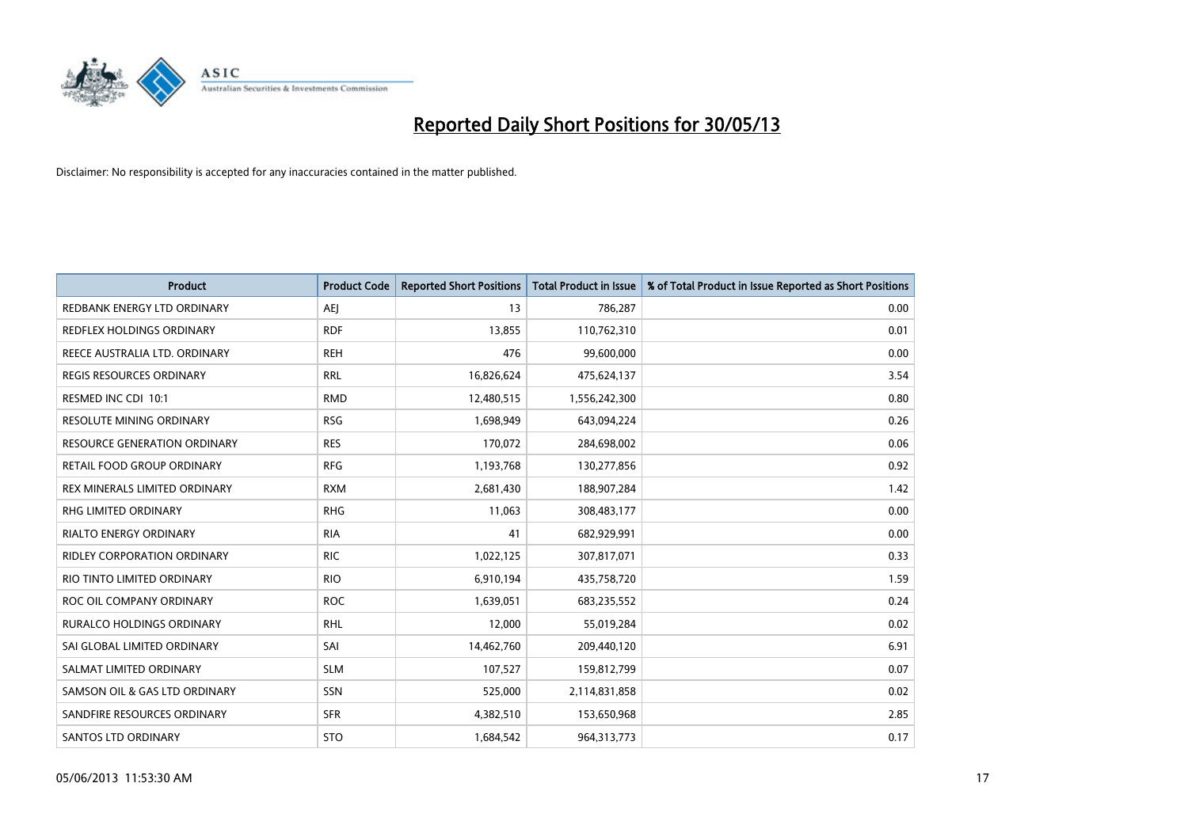# Reported Daily Short Positions for 30/05/13

Disclaimer: No responsibility is accepted for any inaccuracies contained in the matter published.

| Product | Product Code | Reported Short Positions | Total Product in Issue | % of Total Product in Issue Reported as Short Positions |
|---|---|---|---|---|
| REDBANK ENERGY LTD ORDINARY | AEJ | 13 | 786,287 | 0.00 |
| REDFLEX HOLDINGS ORDINARY | RDF | 13,855 | 110,762,310 | 0.01 |
| REECE AUSTRALIA LTD. ORDINARY | REH | 476 | 99,600,000 | 0.00 |
| REGIS RESOURCES ORDINARY | RRL | 16,826,624 | 475,624,137 | 3.54 |
| RESMED INC CDI 10:1 | RMD | 12,480,515 | 1,556,242,300 | 0.80 |
| RESOLUTE MINING ORDINARY | RSG | 1,698,949 | 643,094,224 | 0.26 |
| RESOURCE GENERATION ORDINARY | RES | 170,072 | 284,698,002 | 0.06 |
| RETAIL FOOD GROUP ORDINARY | RFG | 1,193,768 | 130,277,856 | 0.92 |
| REX MINERALS LIMITED ORDINARY | RXM | 2,681,430 | 188,907,284 | 1.42 |
| RHG LIMITED ORDINARY | RHG | 11,063 | 308,483,177 | 0.00 |
| RIALTO ENERGY ORDINARY | RIA | 41 | 682,929,991 | 0.00 |
| RIDLEY CORPORATION ORDINARY | RIC | 1,022,125 | 307,817,071 | 0.33 |
| RIO TINTO LIMITED ORDINARY | RIO | 6,910,194 | 435,758,720 | 1.59 |
| ROC OIL COMPANY ORDINARY | ROC | 1,639,051 | 683,235,552 | 0.24 |
| RURALCO HOLDINGS ORDINARY | RHL | 12,000 | 55,019,284 | 0.02 |
| SAI GLOBAL LIMITED ORDINARY | SAI | 14,462,760 | 209,440,120 | 6.91 |
| SALMAT LIMITED ORDINARY | SLM | 107,527 | 159,812,799 | 0.07 |
| SAMSON OIL & GAS LTD ORDINARY | SSN | 525,000 | 2,114,831,858 | 0.02 |
| SANDFIRE RESOURCES ORDINARY | SFR | 4,382,510 | 153,650,968 | 2.85 |
| SANTOS LTD ORDINARY | STO | 1,684,542 | 964,313,773 | 0.17 |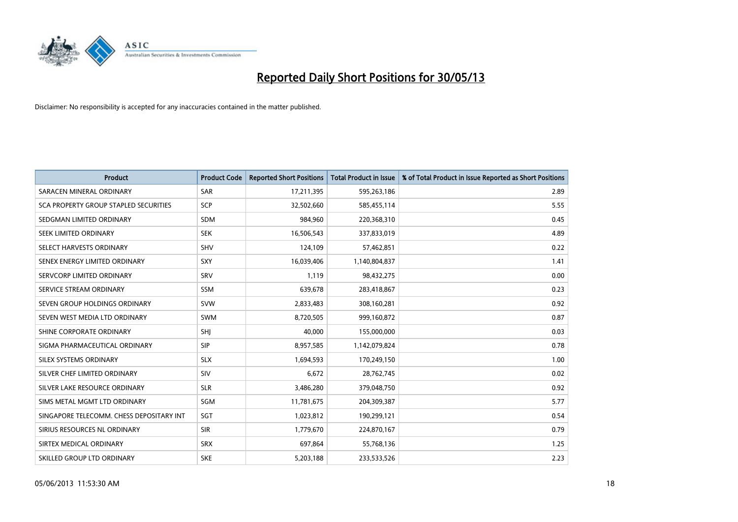# Reported Daily Short Positions for 30/05/13

Disclaimer: No responsibility is accepted for any inaccuracies contained in the matter published.

| Product | Product Code | Reported Short Positions | Total Product in Issue | % of Total Product in Issue Reported as Short Positions |
|---|---|---|---|---|
| SARACEN MINERAL ORDINARY | SAR | 17,211,395 | 595,263,186 | 2.89 |
| SCA PROPERTY GROUP STAPLED SECURITIES | SCP | 32,502,660 | 585,455,114 | 5.55 |
| SEDGMAN LIMITED ORDINARY | SDM | 984,960 | 220,368,310 | 0.45 |
| SEEK LIMITED ORDINARY | SEK | 16,506,543 | 337,833,019 | 4.89 |
| SELECT HARVESTS ORDINARY | SHV | 124,109 | 57,462,851 | 0.22 |
| SENEX ENERGY LIMITED ORDINARY | SXY | 16,039,406 | 1,140,804,837 | 1.41 |
| SERVCORP LIMITED ORDINARY | SRV | 1,119 | 98,432,275 | 0.00 |
| SERVICE STREAM ORDINARY | SSM | 639,678 | 283,418,867 | 0.23 |
| SEVEN GROUP HOLDINGS ORDINARY | SVW | 2,833,483 | 308,160,281 | 0.92 |
| SEVEN WEST MEDIA LTD ORDINARY | SWM | 8,720,505 | 999,160,872 | 0.87 |
| SHINE CORPORATE ORDINARY | SHJ | 40,000 | 155,000,000 | 0.03 |
| SIGMA PHARMACEUTICAL ORDINARY | SIP | 8,957,585 | 1,142,079,824 | 0.78 |
| SILEX SYSTEMS ORDINARY | SLX | 1,694,593 | 170,249,150 | 1.00 |
| SILVER CHEF LIMITED ORDINARY | SIV | 6,672 | 28,762,745 | 0.02 |
| SILVER LAKE RESOURCE ORDINARY | SLR | 3,486,280 | 379,048,750 | 0.92 |
| SIMS METAL MGMT LTD ORDINARY | SGM | 11,781,675 | 204,309,387 | 5.77 |
| SINGAPORE TELECOMM. CHESS DEPOSITARY INT | SGT | 1,023,812 | 190,299,121 | 0.54 |
| SIRIUS RESOURCES NL ORDINARY | SIR | 1,779,670 | 224,870,167 | 0.79 |
| SIRTEX MEDICAL ORDINARY | SRX | 697,864 | 55,768,136 | 1.25 |
| SKILLED GROUP LTD ORDINARY | SKE | 5,203,188 | 233,533,526 | 2.23 |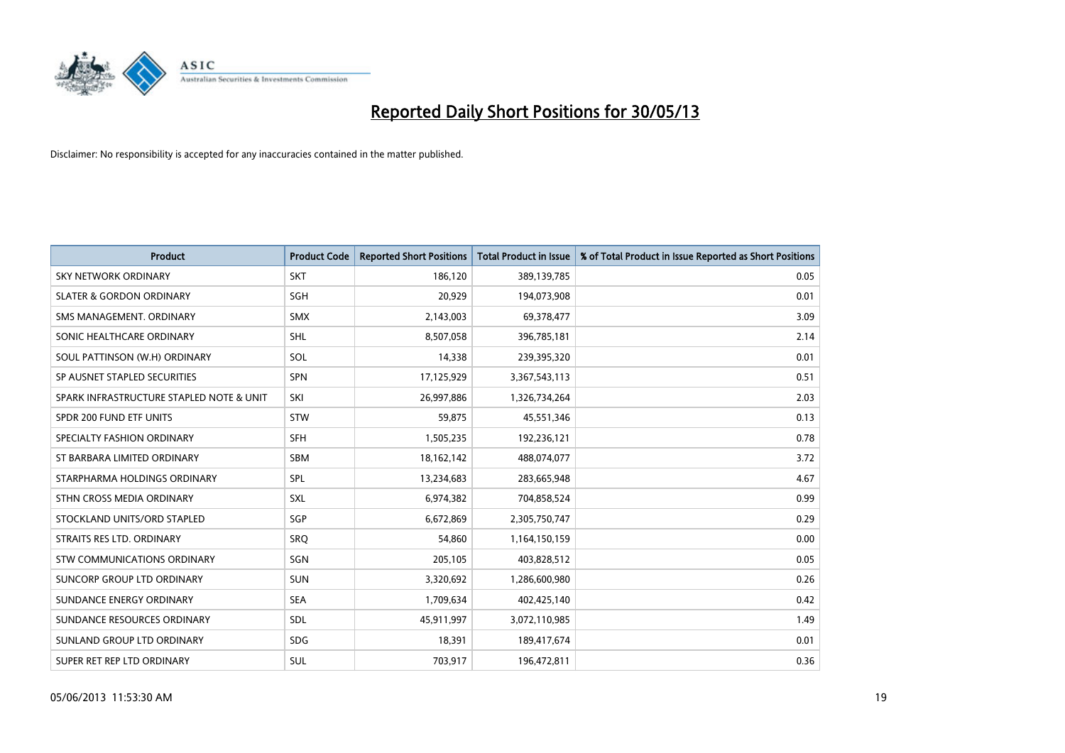# Reported Daily Short Positions for 30/05/13

Disclaimer: No responsibility is accepted for any inaccuracies contained in the matter published.

| Product | Product Code | Reported Short Positions | Total Product in Issue | % of Total Product in Issue Reported as Short Positions |
|---|---|---|---|---|
| SKY NETWORK ORDINARY | SKT | 186,120 | 389,139,785 | 0.05 |
| SLATER & GORDON ORDINARY | SGH | 20,929 | 194,073,908 | 0.01 |
| SMS MANAGEMENT. ORDINARY | SMX | 2,143,003 | 69,378,477 | 3.09 |
| SONIC HEALTHCARE ORDINARY | SHL | 8,507,058 | 396,785,181 | 2.14 |
| SOUL PATTINSON (W.H) ORDINARY | SOL | 14,338 | 239,395,320 | 0.01 |
| SP AUSNET STAPLED SECURITIES | SPN | 17,125,929 | 3,367,543,113 | 0.51 |
| SPARK INFRASTRUCTURE STAPLED NOTE & UNIT | SKI | 26,997,886 | 1,326,734,264 | 2.03 |
| SPDR 200 FUND ETF UNITS | STW | 59,875 | 45,551,346 | 0.13 |
| SPECIALTY FASHION ORDINARY | SFH | 1,505,235 | 192,236,121 | 0.78 |
| ST BARBARA LIMITED ORDINARY | SBM | 18,162,142 | 488,074,077 | 3.72 |
| STARPHARMA HOLDINGS ORDINARY | SPL | 13,234,683 | 283,665,948 | 4.67 |
| STHN CROSS MEDIA ORDINARY | SXL | 6,974,382 | 704,858,524 | 0.99 |
| STOCKLAND UNITS/ORD STAPLED | SGP | 6,672,869 | 2,305,750,747 | 0.29 |
| STRAITS RES LTD. ORDINARY | SRQ | 54,860 | 1,164,150,159 | 0.00 |
| STW COMMUNICATIONS ORDINARY | SGN | 205,105 | 403,828,512 | 0.05 |
| SUNCORP GROUP LTD ORDINARY | SUN | 3,320,692 | 1,286,600,980 | 0.26 |
| SUNDANCE ENERGY ORDINARY | SEA | 1,709,634 | 402,425,140 | 0.42 |
| SUNDANCE RESOURCES ORDINARY | SDL | 45,911,997 | 3,072,110,985 | 1.49 |
| SUNLAND GROUP LTD ORDINARY | SDG | 18,391 | 189,417,674 | 0.01 |
| SUPER RET REP LTD ORDINARY | SUL | 703,917 | 196,472,811 | 0.36 |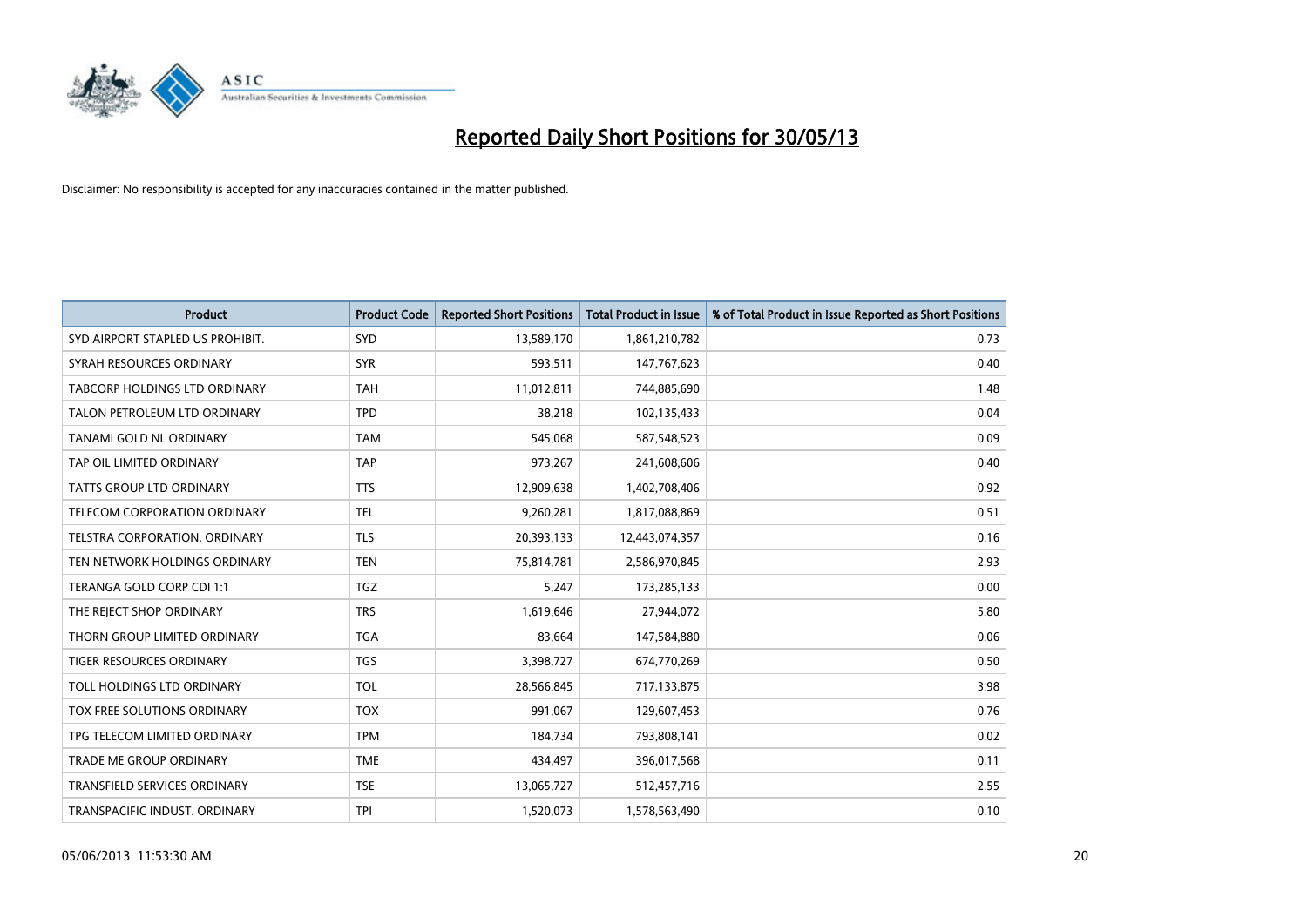# Reported Daily Short Positions for 30/05/13

Disclaimer: No responsibility is accepted for any inaccuracies contained in the matter published.

| Product | Product Code | Reported Short Positions | Total Product in Issue | % of Total Product in Issue Reported as Short Positions |
| --- | --- | --- | --- | --- |
| SYD AIRPORT STAPLED US PROHIBIT. | SYD | 13,589,170 | 1,861,210,782 | 0.73 |
| SYRAH RESOURCES ORDINARY | SYR | 593,511 | 147,767,623 | 0.40 |
| TABCORP HOLDINGS LTD ORDINARY | TAH | 11,012,811 | 744,885,690 | 1.48 |
| TALON PETROLEUM LTD ORDINARY | TPD | 38,218 | 102,135,433 | 0.04 |
| TANAMI GOLD NL ORDINARY | TAM | 545,068 | 587,548,523 | 0.09 |
| TAP OIL LIMITED ORDINARY | TAP | 973,267 | 241,608,606 | 0.40 |
| TATTS GROUP LTD ORDINARY | TTS | 12,909,638 | 1,402,708,406 | 0.92 |
| TELECOM CORPORATION ORDINARY | TEL | 9,260,281 | 1,817,088,869 | 0.51 |
| TELSTRA CORPORATION. ORDINARY | TLS | 20,393,133 | 12,443,074,357 | 0.16 |
| TEN NETWORK HOLDINGS ORDINARY | TEN | 75,814,781 | 2,586,970,845 | 2.93 |
| TERANGA GOLD CORP CDI 1:1 | TGZ | 5,247 | 173,285,133 | 0.00 |
| THE REJECT SHOP ORDINARY | TRS | 1,619,646 | 27,944,072 | 5.80 |
| THORN GROUP LIMITED ORDINARY | TGA | 83,664 | 147,584,880 | 0.06 |
| TIGER RESOURCES ORDINARY | TGS | 3,398,727 | 674,770,269 | 0.50 |
| TOLL HOLDINGS LTD ORDINARY | TOL | 28,566,845 | 717,133,875 | 3.98 |
| TOX FREE SOLUTIONS ORDINARY | TOX | 991,067 | 129,607,453 | 0.76 |
| TPG TELECOM LIMITED ORDINARY | TPM | 184,734 | 793,808,141 | 0.02 |
| TRADE ME GROUP ORDINARY | TME | 434,497 | 396,017,568 | 0.11 |
| TRANSFIELD SERVICES ORDINARY | TSE | 13,065,727 | 512,457,716 | 2.55 |
| TRANSPACIFIC INDUST. ORDINARY | TPI | 1,520,073 | 1,578,563,490 | 0.10 |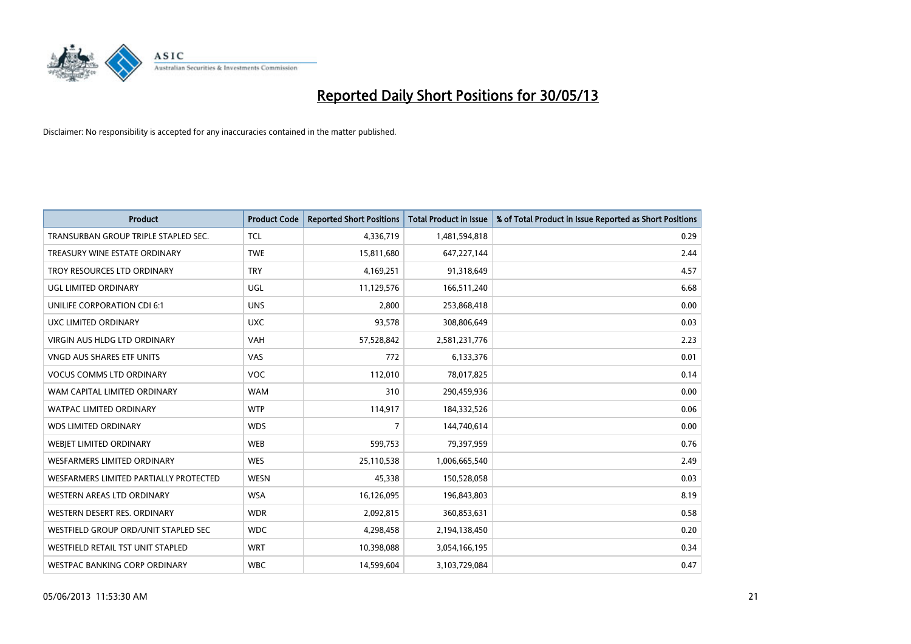# Reported Daily Short Positions for 30/05/13

Disclaimer: No responsibility is accepted for any inaccuracies contained in the matter published.

| Product | Product Code | Reported Short Positions | Total Product in Issue | % of Total Product in Issue Reported as Short Positions |
|---|---|---|---|---|
| TRANSURBAN GROUP TRIPLE STAPLED SEC. | TCL | 4,336,719 | 1,481,594,818 | 0.29 |
| TREASURY WINE ESTATE ORDINARY | TWE | 15,811,680 | 647,227,144 | 2.44 |
| TROY RESOURCES LTD ORDINARY | TRY | 4,169,251 | 91,318,649 | 4.57 |
| UGL LIMITED ORDINARY | UGL | 11,129,576 | 166,511,240 | 6.68 |
| UNILIFE CORPORATION CDI 6:1 | UNS | 2,800 | 253,868,418 | 0.00 |
| UXC LIMITED ORDINARY | UXC | 93,578 | 308,806,649 | 0.03 |
| VIRGIN AUS HLDG LTD ORDINARY | VAH | 57,528,842 | 2,581,231,776 | 2.23 |
| VNGD AUS SHARES ETF UNITS | VAS | 772 | 6,133,376 | 0.01 |
| VOCUS COMMS LTD ORDINARY | VOC | 112,010 | 78,017,825 | 0.14 |
| WAM CAPITAL LIMITED ORDINARY | WAM | 310 | 290,459,936 | 0.00 |
| WATPAC LIMITED ORDINARY | WTP | 114,917 | 184,332,526 | 0.06 |
| WDS LIMITED ORDINARY | WDS | 7 | 144,740,614 | 0.00 |
| WEBJET LIMITED ORDINARY | WEB | 599,753 | 79,397,959 | 0.76 |
| WESFARMERS LIMITED ORDINARY | WES | 25,110,538 | 1,006,665,540 | 2.49 |
| WESFARMERS LIMITED PARTIALLY PROTECTED | WESN | 45,338 | 150,528,058 | 0.03 |
| WESTERN AREAS LTD ORDINARY | WSA | 16,126,095 | 196,843,803 | 8.19 |
| WESTERN DESERT RES. ORDINARY | WDR | 2,092,815 | 360,853,631 | 0.58 |
| WESTFIELD GROUP ORD/UNIT STAPLED SEC | WDC | 4,298,458 | 2,194,138,450 | 0.20 |
| WESTFIELD RETAIL TST UNIT STAPLED | WRT | 10,398,088 | 3,054,166,195 | 0.34 |
| WESTPAC BANKING CORP ORDINARY | WBC | 14,599,604 | 3,103,729,084 | 0.47 |

05/06/2013 11:53:30 AM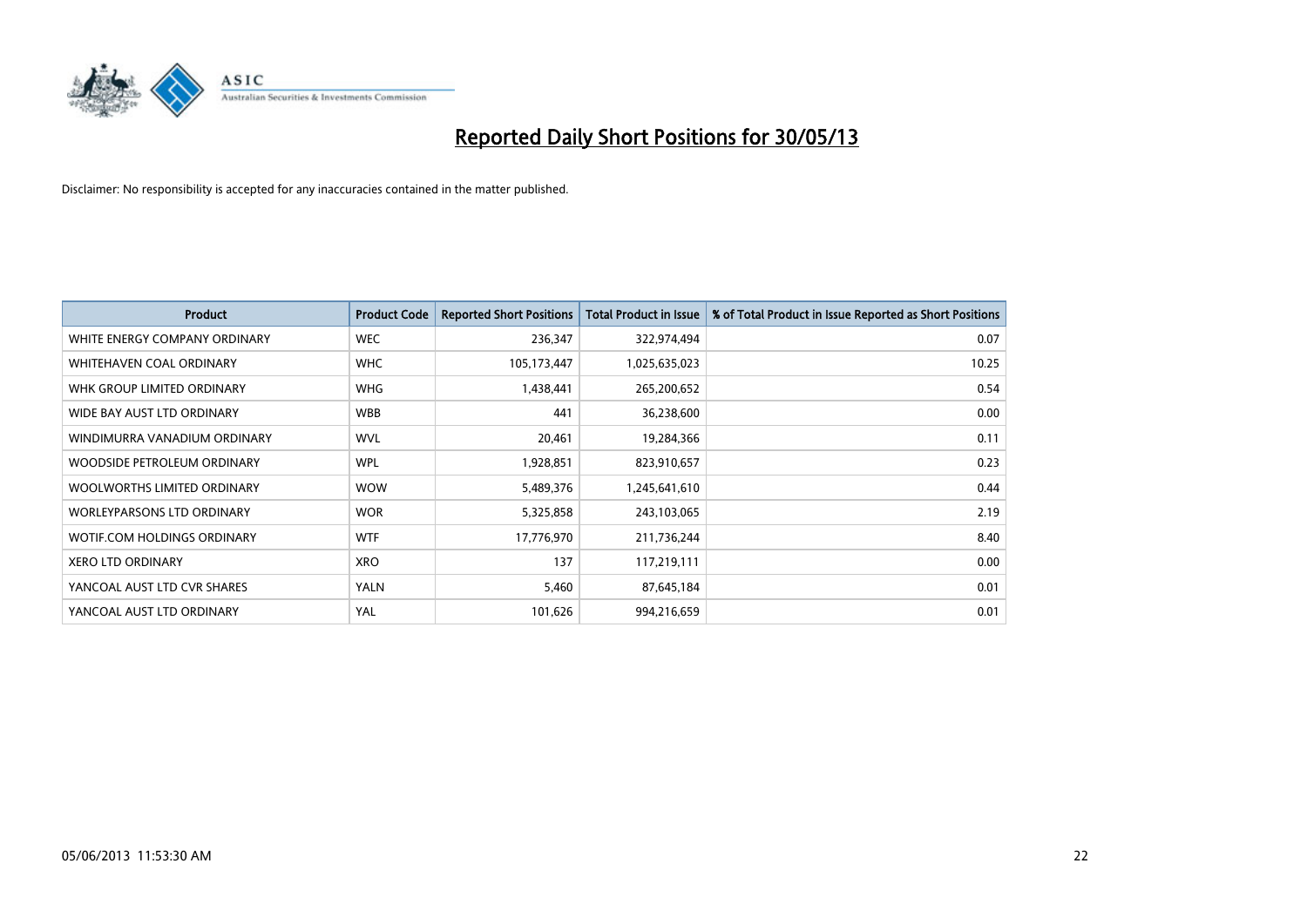# Reported Daily Short Positions for 30/05/13

Disclaimer: No responsibility is accepted for any inaccuracies contained in the matter published.

| Product | Product Code | Reported Short Positions | Total Product in Issue | % of Total Product in Issue Reported as Short Positions |
|---|---|---|---|---|
| WHITE ENERGY COMPANY ORDINARY | WEC | 236,347 | 322,974,494 | 0.07 |
| WHITEHAVEN COAL ORDINARY | WHC | 105,173,447 | 1,025,635,023 | 10.25 |
| WHK GROUP LIMITED ORDINARY | WHG | 1,438,441 | 265,200,652 | 0.54 |
| WIDE BAY AUST LTD ORDINARY | WBB | 441 | 36,238,600 | 0.00 |
| WINDIMURRA VANADIUM ORDINARY | WVL | 20,461 | 19,284,366 | 0.11 |
| WOODSIDE PETROLEUM ORDINARY | WPL | 1,928,851 | 823,910,657 | 0.23 |
| WOOLWORTHS LIMITED ORDINARY | WOW | 5,489,376 | 1,245,641,610 | 0.44 |
| WORLEYPARSONS LTD ORDINARY | WOR | 5,325,858 | 243,103,065 | 2.19 |
| WOTIF.COM HOLDINGS ORDINARY | WTF | 17,776,970 | 211,736,244 | 8.40 |
| XERO LTD ORDINARY | XRO | 137 | 117,219,111 | 0.00 |
| YANCOAL AUST LTD CVR SHARES | YALN | 5,460 | 87,645,184 | 0.01 |
| YANCOAL AUST LTD ORDINARY | YAL | 101,626 | 994,216,659 | 0.01 |